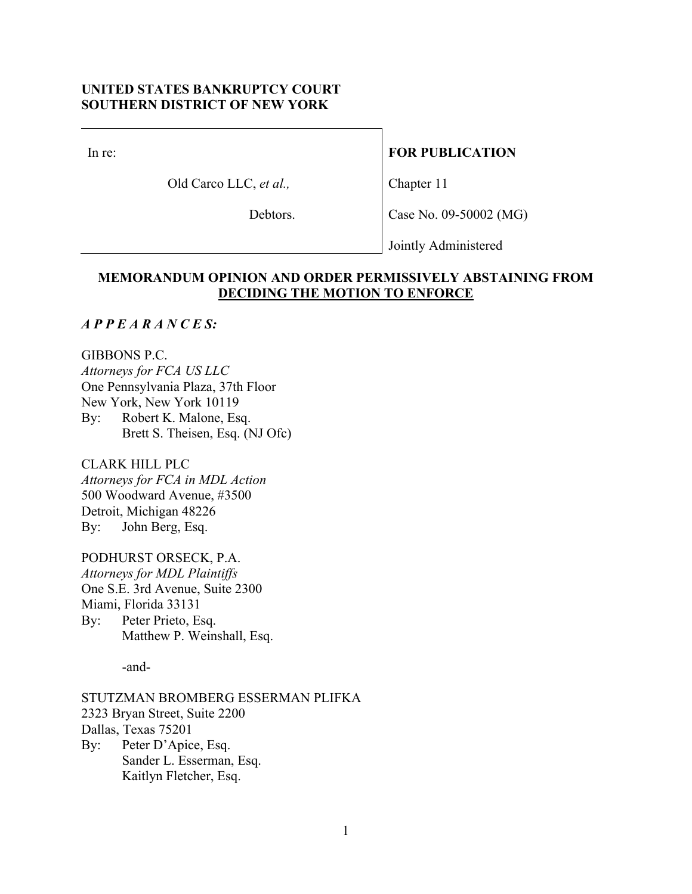**UNITED STATES BANKRUPTCY COURT**
**SOUTHERN DISTRICT OF NEW YORK**

| | |
|---|---|
| In re: | **FOR PUBLICATION** |
| Old Carco LLC, *et al.,* | Chapter 11 |
| Debtors. | Case No. 09-50002 (MG) |
| | Jointly Administered |

## MEMORANDUM OPINION AND ORDER PERMISSIVELY ABSTAINING FROM DECIDING THE MOTION TO ENFORCE

***A P P E A R A N C E S:***

GIBBONS P.C.
*Attorneys for FCA US LLC*
One Pennsylvania Plaza, 37th Floor
New York, New York 10119
By: Robert K. Malone, Esq.
Brett S. Theisen, Esq. (NJ Ofc)

CLARK HILL PLC
*Attorneys for FCA in MDL Action*
500 Woodward Avenue, #3500
Detroit, Michigan 48226
By: John Berg, Esq.

PODHURST ORSECK, P.A.
*Attorneys for MDL Plaintiffs*
One S.E. 3rd Avenue, Suite 2300
Miami, Florida 33131
By: Peter Prieto, Esq.
Matthew P. Weinshall, Esq.

-and-

STUTZMAN BROMBERG ESSERMAN PLIFKA
2323 Bryan Street, Suite 2200
Dallas, Texas 75201
By: Peter D'Apice, Esq.
Sander L. Esserman, Esq.
Kaitlyn Fletcher, Esq.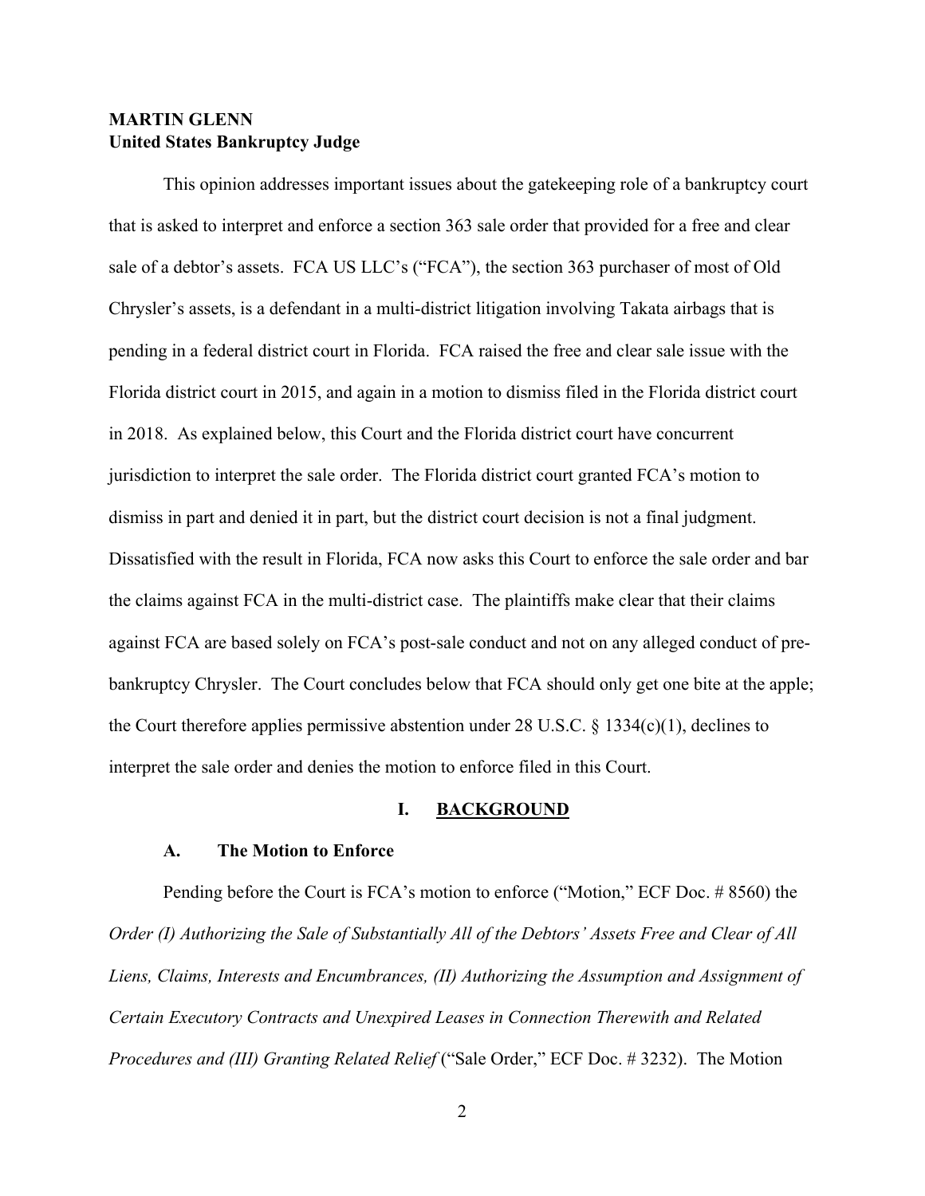**MARTIN GLENN**
**United States Bankruptcy Judge**

This opinion addresses important issues about the gatekeeping role of a bankruptcy court that is asked to interpret and enforce a section 363 sale order that provided for a free and clear sale of a debtor's assets. FCA US LLC's ("FCA"), the section 363 purchaser of most of Old Chrysler's assets, is a defendant in a multi-district litigation involving Takata airbags that is pending in a federal district court in Florida. FCA raised the free and clear sale issue with the Florida district court in 2015, and again in a motion to dismiss filed in the Florida district court in 2018. As explained below, this Court and the Florida district court have concurrent jurisdiction to interpret the sale order. The Florida district court granted FCA's motion to dismiss in part and denied it in part, but the district court decision is not a final judgment. Dissatisfied with the result in Florida, FCA now asks this Court to enforce the sale order and bar the claims against FCA in the multi-district case. The plaintiffs make clear that their claims against FCA are based solely on FCA's post-sale conduct and not on any alleged conduct of pre-bankruptcy Chrysler. The Court concludes below that FCA should only get one bite at the apple; the Court therefore applies permissive abstention under 28 U.S.C. § 1334(c)(1), declines to interpret the sale order and denies the motion to enforce filed in this Court.

## I. BACKGROUND

### A. The Motion to Enforce

Pending before the Court is FCA's motion to enforce ("Motion," ECF Doc. # 8560) the *Order (I) Authorizing the Sale of Substantially All of the Debtors' Assets Free and Clear of All Liens, Claims, Interests and Encumbrances, (II) Authorizing the Assumption and Assignment of Certain Executory Contracts and Unexpired Leases in Connection Therewith and Related Procedures and (III) Granting Related Relief* ("Sale Order," ECF Doc. # 3232). The Motion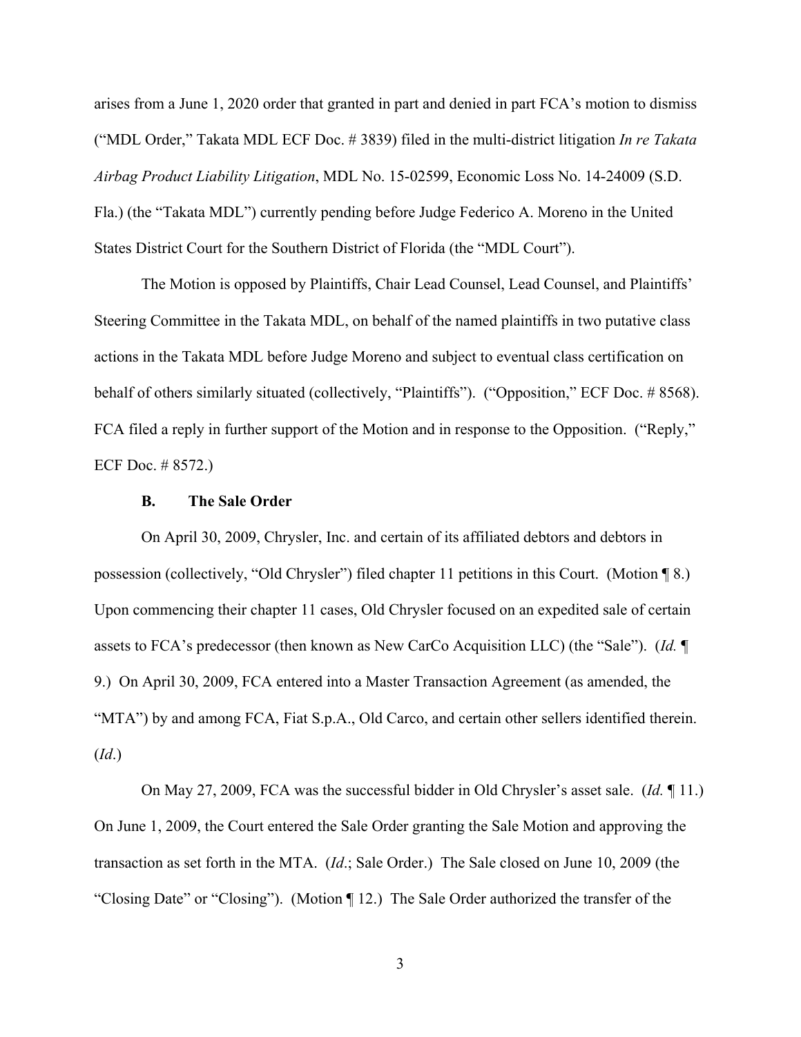arises from a June 1, 2020 order that granted in part and denied in part FCA's motion to dismiss ("MDL Order," Takata MDL ECF Doc. # 3839) filed in the multi-district litigation *In re Takata Airbag Product Liability Litigation*, MDL No. 15-02599, Economic Loss No. 14-24009 (S.D. Fla.) (the "Takata MDL") currently pending before Judge Federico A. Moreno in the United States District Court for the Southern District of Florida (the "MDL Court").

The Motion is opposed by Plaintiffs, Chair Lead Counsel, Lead Counsel, and Plaintiffs' Steering Committee in the Takata MDL, on behalf of the named plaintiffs in two putative class actions in the Takata MDL before Judge Moreno and subject to eventual class certification on behalf of others similarly situated (collectively, "Plaintiffs"). ("Opposition," ECF Doc. # 8568). FCA filed a reply in further support of the Motion and in response to the Opposition. ("Reply," ECF Doc. # 8572.)

### B. The Sale Order

On April 30, 2009, Chrysler, Inc. and certain of its affiliated debtors and debtors in possession (collectively, "Old Chrysler") filed chapter 11 petitions in this Court. (Motion ¶ 8.) Upon commencing their chapter 11 cases, Old Chrysler focused on an expedited sale of certain assets to FCA's predecessor (then known as New CarCo Acquisition LLC) (the "Sale"). (*Id.* ¶ 9.) On April 30, 2009, FCA entered into a Master Transaction Agreement (as amended, the "MTA") by and among FCA, Fiat S.p.A., Old Carco, and certain other sellers identified therein. (*Id*.)

On May 27, 2009, FCA was the successful bidder in Old Chrysler's asset sale. (*Id.* ¶ 11.) On June 1, 2009, the Court entered the Sale Order granting the Sale Motion and approving the transaction as set forth in the MTA. (*Id*.; Sale Order.) The Sale closed on June 10, 2009 (the "Closing Date" or "Closing"). (Motion ¶ 12.) The Sale Order authorized the transfer of the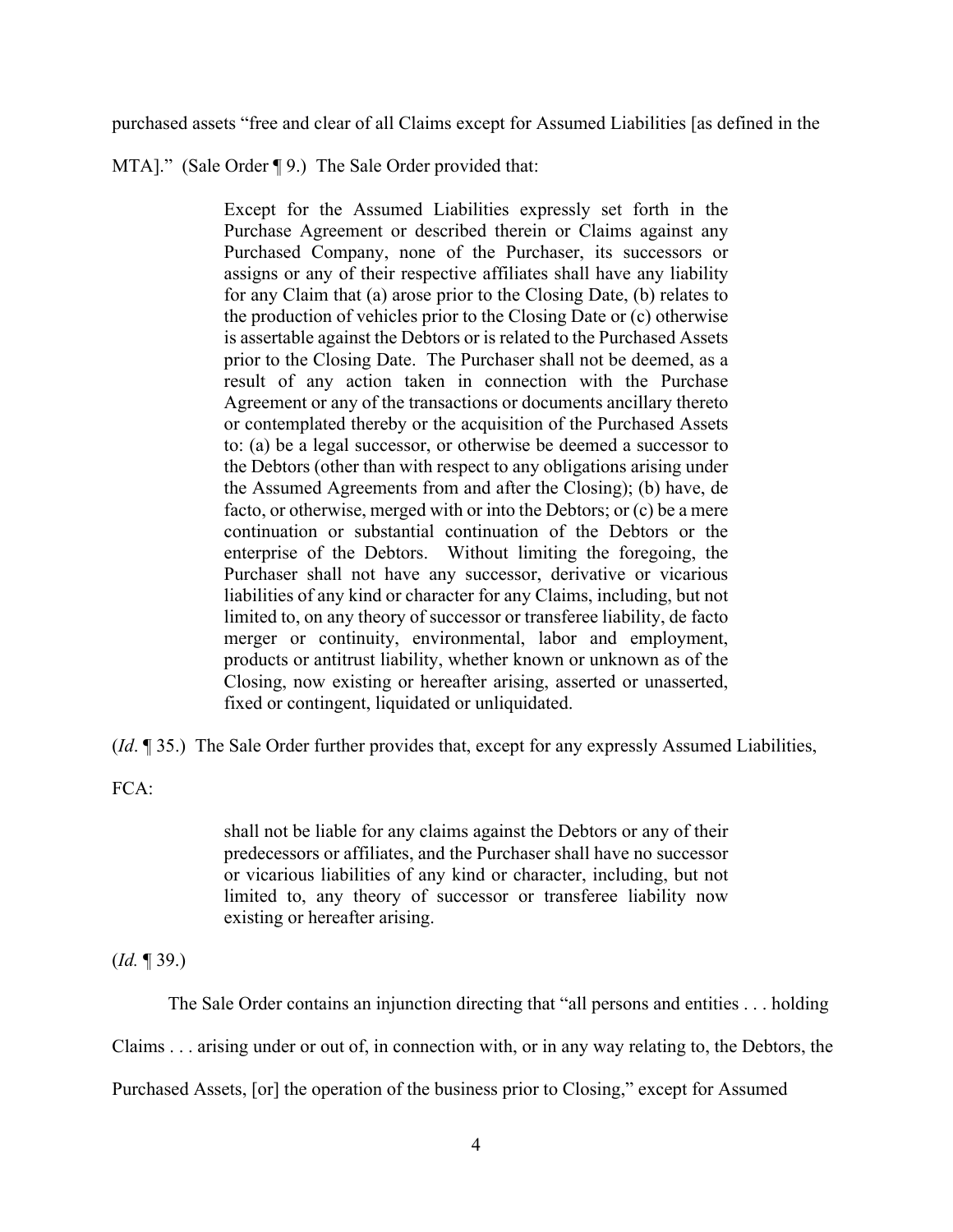purchased assets "free and clear of all Claims except for Assumed Liabilities [as defined in the MTA]." (Sale Order ¶ 9.) The Sale Order provided that:

> Except for the Assumed Liabilities expressly set forth in the Purchase Agreement or described therein or Claims against any Purchased Company, none of the Purchaser, its successors or assigns or any of their respective affiliates shall have any liability for any Claim that (a) arose prior to the Closing Date, (b) relates to the production of vehicles prior to the Closing Date or (c) otherwise is assertable against the Debtors or is related to the Purchased Assets prior to the Closing Date. The Purchaser shall not be deemed, as a result of any action taken in connection with the Purchase Agreement or any of the transactions or documents ancillary thereto or contemplated thereby or the acquisition of the Purchased Assets to: (a) be a legal successor, or otherwise be deemed a successor to the Debtors (other than with respect to any obligations arising under the Assumed Agreements from and after the Closing); (b) have, de facto, or otherwise, merged with or into the Debtors; or (c) be a mere continuation or substantial continuation of the Debtors or the enterprise of the Debtors. Without limiting the foregoing, the Purchaser shall not have any successor, derivative or vicarious liabilities of any kind or character for any Claims, including, but not limited to, on any theory of successor or transferee liability, de facto merger or continuity, environmental, labor and employment, products or antitrust liability, whether known or unknown as of the Closing, now existing or hereafter arising, asserted or unasserted, fixed or contingent, liquidated or unliquidated.

(*Id*. ¶ 35.) The Sale Order further provides that, except for any expressly Assumed Liabilities, FCA:

> shall not be liable for any claims against the Debtors or any of their predecessors or affiliates, and the Purchaser shall have no successor or vicarious liabilities of any kind or character, including, but not limited to, any theory of successor or transferee liability now existing or hereafter arising.

(*Id.* ¶ 39.)

The Sale Order contains an injunction directing that "all persons and entities . . . holding Claims . . . arising under or out of, in connection with, or in any way relating to, the Debtors, the Purchased Assets, [or] the operation of the business prior to Closing," except for Assumed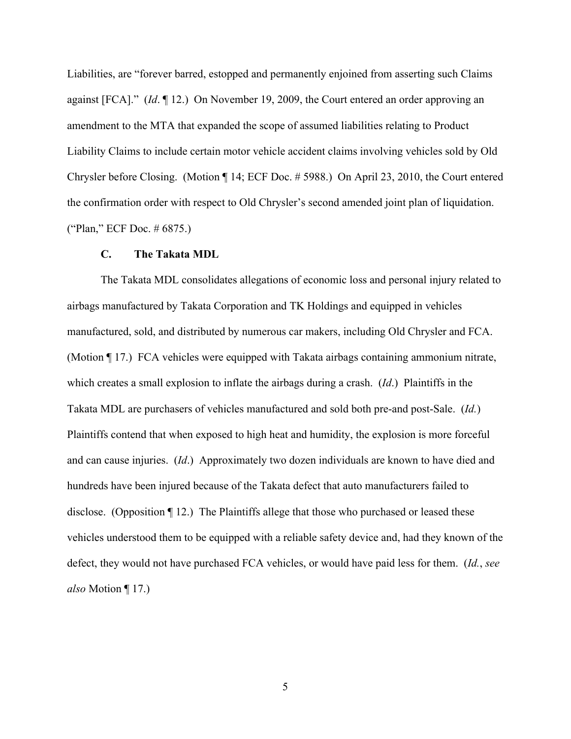Liabilities, are "forever barred, estopped and permanently enjoined from asserting such Claims against [FCA]." (*Id*. ¶ 12.) On November 19, 2009, the Court entered an order approving an amendment to the MTA that expanded the scope of assumed liabilities relating to Product Liability Claims to include certain motor vehicle accident claims involving vehicles sold by Old Chrysler before Closing. (Motion ¶ 14; ECF Doc. # 5988.) On April 23, 2010, the Court entered the confirmation order with respect to Old Chrysler's second amended joint plan of liquidation. ("Plan," ECF Doc. # 6875.)

### C. The Takata MDL

The Takata MDL consolidates allegations of economic loss and personal injury related to airbags manufactured by Takata Corporation and TK Holdings and equipped in vehicles manufactured, sold, and distributed by numerous car makers, including Old Chrysler and FCA. (Motion ¶ 17.) FCA vehicles were equipped with Takata airbags containing ammonium nitrate, which creates a small explosion to inflate the airbags during a crash. (*Id*.) Plaintiffs in the Takata MDL are purchasers of vehicles manufactured and sold both pre-and post-Sale. (*Id.*) Plaintiffs contend that when exposed to high heat and humidity, the explosion is more forceful and can cause injuries. (*Id*.) Approximately two dozen individuals are known to have died and hundreds have been injured because of the Takata defect that auto manufacturers failed to disclose. (Opposition ¶ 12.) The Plaintiffs allege that those who purchased or leased these vehicles understood them to be equipped with a reliable safety device and, had they known of the defect, they would not have purchased FCA vehicles, or would have paid less for them. (*Id.*, *see also* Motion ¶ 17.)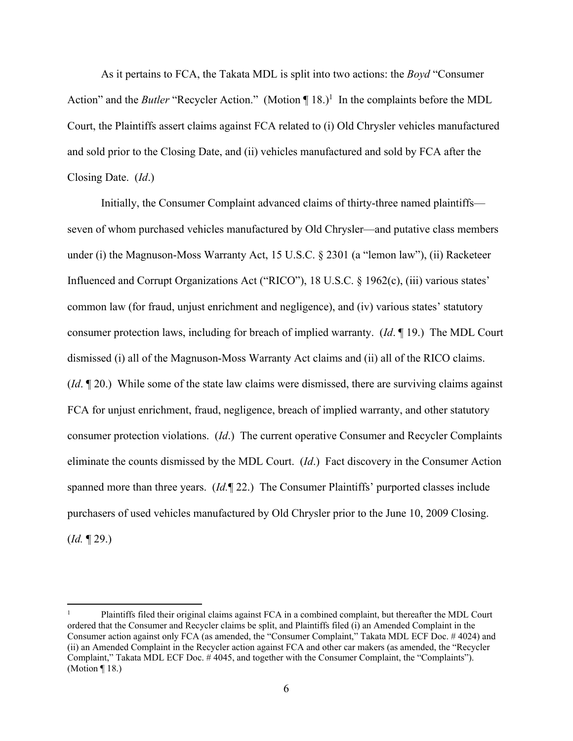As it pertains to FCA, the Takata MDL is split into two actions: the *Boyd* "Consumer Action" and the *Butler* "Recycler Action." (Motion ¶ 18.)[1] In the complaints before the MDL Court, the Plaintiffs assert claims against FCA related to (i) Old Chrysler vehicles manufactured and sold prior to the Closing Date, and (ii) vehicles manufactured and sold by FCA after the Closing Date. (*Id*.)

Initially, the Consumer Complaint advanced claims of thirty-three named plaintiffs—seven of whom purchased vehicles manufactured by Old Chrysler—and putative class members under (i) the Magnuson-Moss Warranty Act, 15 U.S.C. § 2301 (a "lemon law"), (ii) Racketeer Influenced and Corrupt Organizations Act ("RICO"), 18 U.S.C. § 1962(c), (iii) various states' common law (for fraud, unjust enrichment and negligence), and (iv) various states' statutory consumer protection laws, including for breach of implied warranty. (*Id*. ¶ 19.) The MDL Court dismissed (i) all of the Magnuson-Moss Warranty Act claims and (ii) all of the RICO claims. (*Id*. ¶ 20.) While some of the state law claims were dismissed, there are surviving claims against FCA for unjust enrichment, fraud, negligence, breach of implied warranty, and other statutory consumer protection violations. (*Id*.) The current operative Consumer and Recycler Complaints eliminate the counts dismissed by the MDL Court. (*Id*.) Fact discovery in the Consumer Action spanned more than three years. (*Id.*¶ 22.) The Consumer Plaintiffs' purported classes include purchasers of used vehicles manufactured by Old Chrysler prior to the June 10, 2009 Closing. (*Id.* ¶ 29.)

[1] Plaintiffs filed their original claims against FCA in a combined complaint, but thereafter the MDL Court ordered that the Consumer and Recycler claims be split, and Plaintiffs filed (i) an Amended Complaint in the Consumer action against only FCA (as amended, the "Consumer Complaint," Takata MDL ECF Doc. # 4024) and (ii) an Amended Complaint in the Recycler action against FCA and other car makers (as amended, the "Recycler Complaint," Takata MDL ECF Doc. # 4045, and together with the Consumer Complaint, the "Complaints"). (Motion ¶ 18.)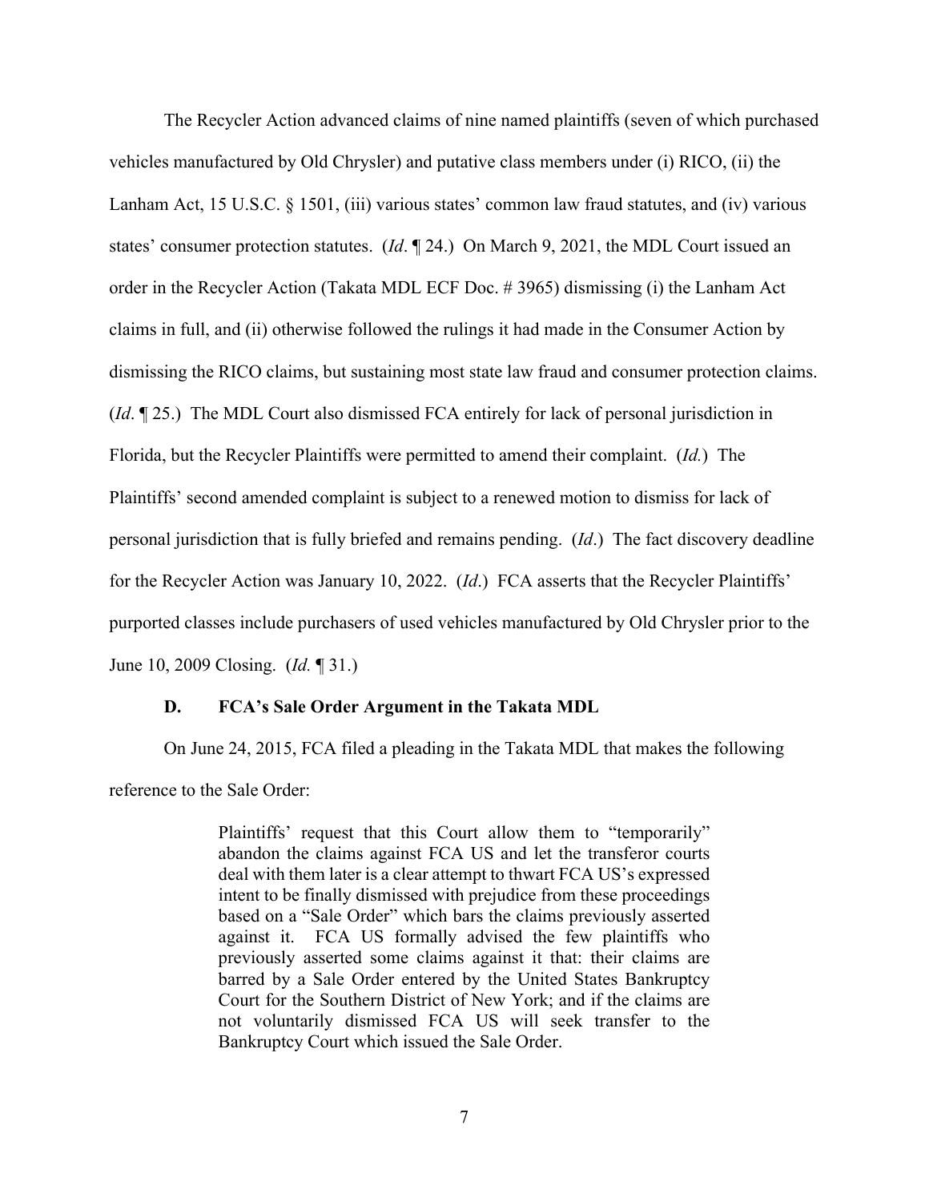The Recycler Action advanced claims of nine named plaintiffs (seven of which purchased vehicles manufactured by Old Chrysler) and putative class members under (i) RICO, (ii) the Lanham Act, 15 U.S.C. § 1501, (iii) various states' common law fraud statutes, and (iv) various states' consumer protection statutes. (*Id*. ¶ 24.) On March 9, 2021, the MDL Court issued an order in the Recycler Action (Takata MDL ECF Doc. # 3965) dismissing (i) the Lanham Act claims in full, and (ii) otherwise followed the rulings it had made in the Consumer Action by dismissing the RICO claims, but sustaining most state law fraud and consumer protection claims. (*Id*. ¶ 25.) The MDL Court also dismissed FCA entirely for lack of personal jurisdiction in Florida, but the Recycler Plaintiffs were permitted to amend their complaint. (*Id.*) The Plaintiffs' second amended complaint is subject to a renewed motion to dismiss for lack of personal jurisdiction that is fully briefed and remains pending. (*Id*.) The fact discovery deadline for the Recycler Action was January 10, 2022. (*Id*.) FCA asserts that the Recycler Plaintiffs' purported classes include purchasers of used vehicles manufactured by Old Chrysler prior to the June 10, 2009 Closing. (*Id.* ¶ 31.)

### D. FCA's Sale Order Argument in the Takata MDL

On June 24, 2015, FCA filed a pleading in the Takata MDL that makes the following reference to the Sale Order:

> Plaintiffs' request that this Court allow them to "temporarily" abandon the claims against FCA US and let the transferor courts deal with them later is a clear attempt to thwart FCA US's expressed intent to be finally dismissed with prejudice from these proceedings based on a "Sale Order" which bars the claims previously asserted against it. FCA US formally advised the few plaintiffs who previously asserted some claims against it that: their claims are barred by a Sale Order entered by the United States Bankruptcy Court for the Southern District of New York; and if the claims are not voluntarily dismissed FCA US will seek transfer to the Bankruptcy Court which issued the Sale Order.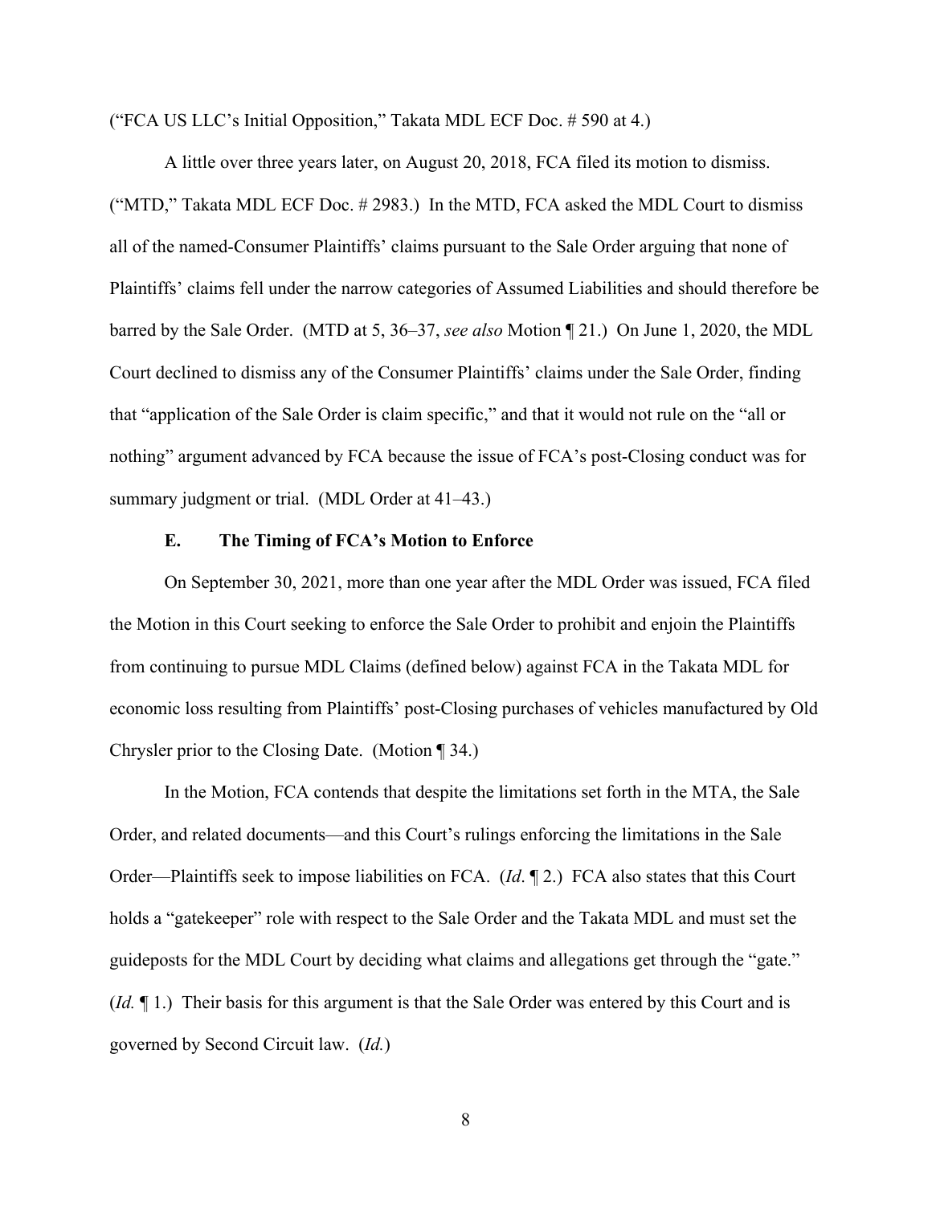("FCA US LLC's Initial Opposition," Takata MDL ECF Doc. # 590 at 4.)

A little over three years later, on August 20, 2018, FCA filed its motion to dismiss. ("MTD," Takata MDL ECF Doc. # 2983.) In the MTD, FCA asked the MDL Court to dismiss all of the named-Consumer Plaintiffs' claims pursuant to the Sale Order arguing that none of Plaintiffs' claims fell under the narrow categories of Assumed Liabilities and should therefore be barred by the Sale Order. (MTD at 5, 36–37, *see also* Motion ¶ 21.) On June 1, 2020, the MDL Court declined to dismiss any of the Consumer Plaintiffs' claims under the Sale Order, finding that "application of the Sale Order is claim specific," and that it would not rule on the "all or nothing" argument advanced by FCA because the issue of FCA's post-Closing conduct was for summary judgment or trial. (MDL Order at 41–43.)

### E. The Timing of FCA's Motion to Enforce

On September 30, 2021, more than one year after the MDL Order was issued, FCA filed the Motion in this Court seeking to enforce the Sale Order to prohibit and enjoin the Plaintiffs from continuing to pursue MDL Claims (defined below) against FCA in the Takata MDL for economic loss resulting from Plaintiffs' post-Closing purchases of vehicles manufactured by Old Chrysler prior to the Closing Date. (Motion ¶ 34.)

In the Motion, FCA contends that despite the limitations set forth in the MTA, the Sale Order, and related documents—and this Court's rulings enforcing the limitations in the Sale Order—Plaintiffs seek to impose liabilities on FCA. (*Id.* ¶ 2.) FCA also states that this Court holds a "gatekeeper" role with respect to the Sale Order and the Takata MDL and must set the guideposts for the MDL Court by deciding what claims and allegations get through the "gate." (*Id.* ¶ 1.) Their basis for this argument is that the Sale Order was entered by this Court and is governed by Second Circuit law. (*Id.*)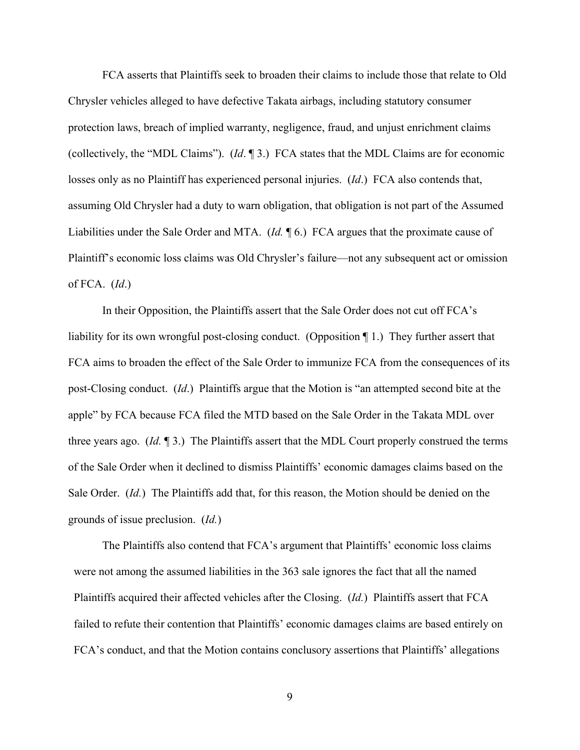FCA asserts that Plaintiffs seek to broaden their claims to include those that relate to Old Chrysler vehicles alleged to have defective Takata airbags, including statutory consumer protection laws, breach of implied warranty, negligence, fraud, and unjust enrichment claims (collectively, the "MDL Claims"). (*Id*. ¶ 3.) FCA states that the MDL Claims are for economic losses only as no Plaintiff has experienced personal injuries. (*Id*.) FCA also contends that, assuming Old Chrysler had a duty to warn obligation, that obligation is not part of the Assumed Liabilities under the Sale Order and MTA. (*Id.* ¶ 6.) FCA argues that the proximate cause of Plaintiff's economic loss claims was Old Chrysler's failure—not any subsequent act or omission of FCA. (*Id*.)

In their Opposition, the Plaintiffs assert that the Sale Order does not cut off FCA's liability for its own wrongful post-closing conduct. (Opposition ¶ 1.) They further assert that FCA aims to broaden the effect of the Sale Order to immunize FCA from the consequences of its post-Closing conduct. (*Id*.) Plaintiffs argue that the Motion is "an attempted second bite at the apple" by FCA because FCA filed the MTD based on the Sale Order in the Takata MDL over three years ago. (*Id.* ¶ 3.) The Plaintiffs assert that the MDL Court properly construed the terms of the Sale Order when it declined to dismiss Plaintiffs' economic damages claims based on the Sale Order. (*Id.*) The Plaintiffs add that, for this reason, the Motion should be denied on the grounds of issue preclusion. (*Id.*)

The Plaintiffs also contend that FCA's argument that Plaintiffs' economic loss claims were not among the assumed liabilities in the 363 sale ignores the fact that all the named Plaintiffs acquired their affected vehicles after the Closing. (*Id.*) Plaintiffs assert that FCA failed to refute their contention that Plaintiffs' economic damages claims are based entirely on FCA's conduct, and that the Motion contains conclusory assertions that Plaintiffs' allegations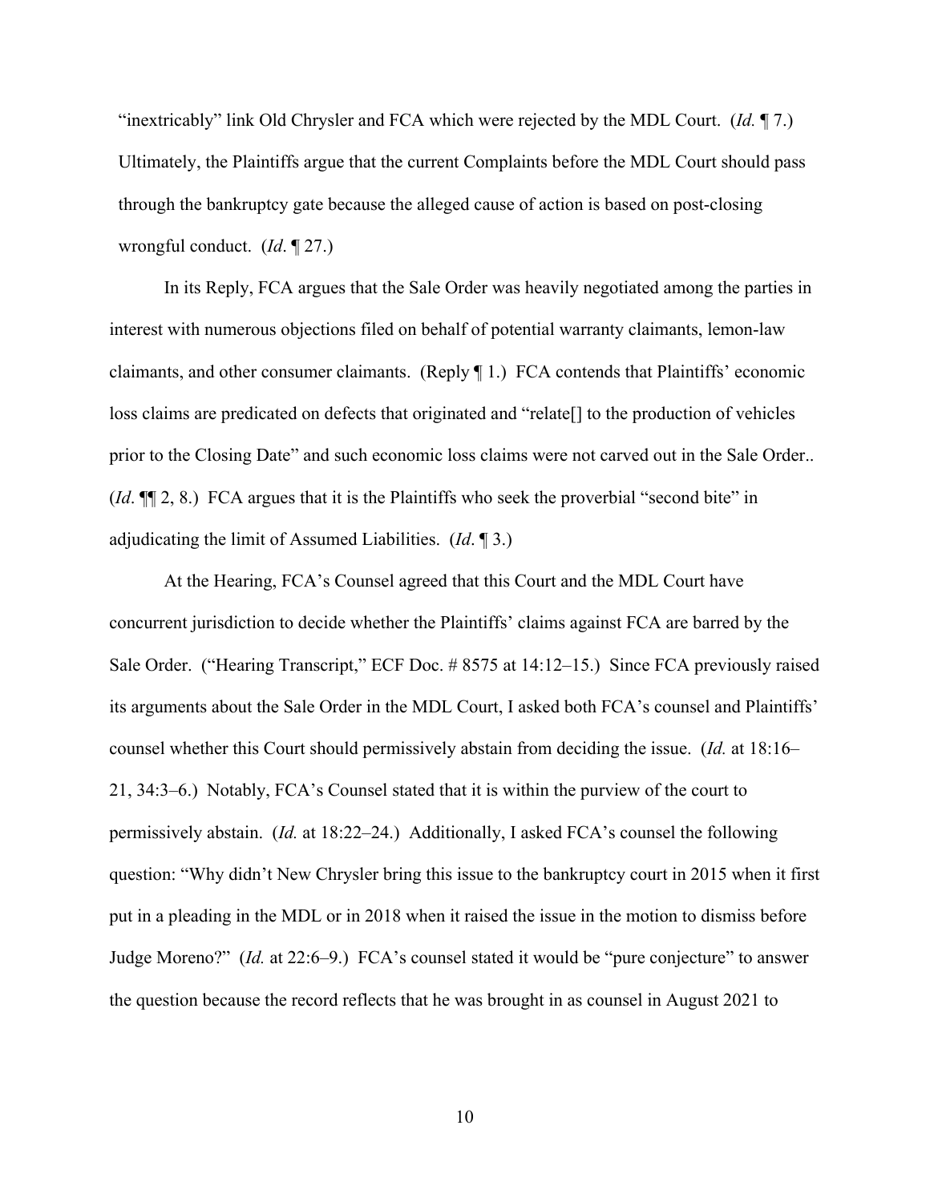"inextricably" link Old Chrysler and FCA which were rejected by the MDL Court. (*Id.* ¶ 7.) Ultimately, the Plaintiffs argue that the current Complaints before the MDL Court should pass through the bankruptcy gate because the alleged cause of action is based on post-closing wrongful conduct. (*Id*. ¶ 27.)

In its Reply, FCA argues that the Sale Order was heavily negotiated among the parties in interest with numerous objections filed on behalf of potential warranty claimants, lemon-law claimants, and other consumer claimants. (Reply ¶ 1.) FCA contends that Plaintiffs' economic loss claims are predicated on defects that originated and "relate[] to the production of vehicles prior to the Closing Date" and such economic loss claims were not carved out in the Sale Order.. (*Id*. ¶¶ 2, 8.) FCA argues that it is the Plaintiffs who seek the proverbial "second bite" in adjudicating the limit of Assumed Liabilities. (*Id*. ¶ 3.)

At the Hearing, FCA's Counsel agreed that this Court and the MDL Court have concurrent jurisdiction to decide whether the Plaintiffs' claims against FCA are barred by the Sale Order. ("Hearing Transcript," ECF Doc. # 8575 at 14:12–15.) Since FCA previously raised its arguments about the Sale Order in the MDL Court, I asked both FCA's counsel and Plaintiffs' counsel whether this Court should permissively abstain from deciding the issue. (*Id.* at 18:16–21, 34:3–6.) Notably, FCA's Counsel stated that it is within the purview of the court to permissively abstain. (*Id.* at 18:22–24.) Additionally, I asked FCA's counsel the following question: "Why didn't New Chrysler bring this issue to the bankruptcy court in 2015 when it first put in a pleading in the MDL or in 2018 when it raised the issue in the motion to dismiss before Judge Moreno?" (*Id.* at 22:6–9.) FCA's counsel stated it would be "pure conjecture" to answer the question because the record reflects that he was brought in as counsel in August 2021 to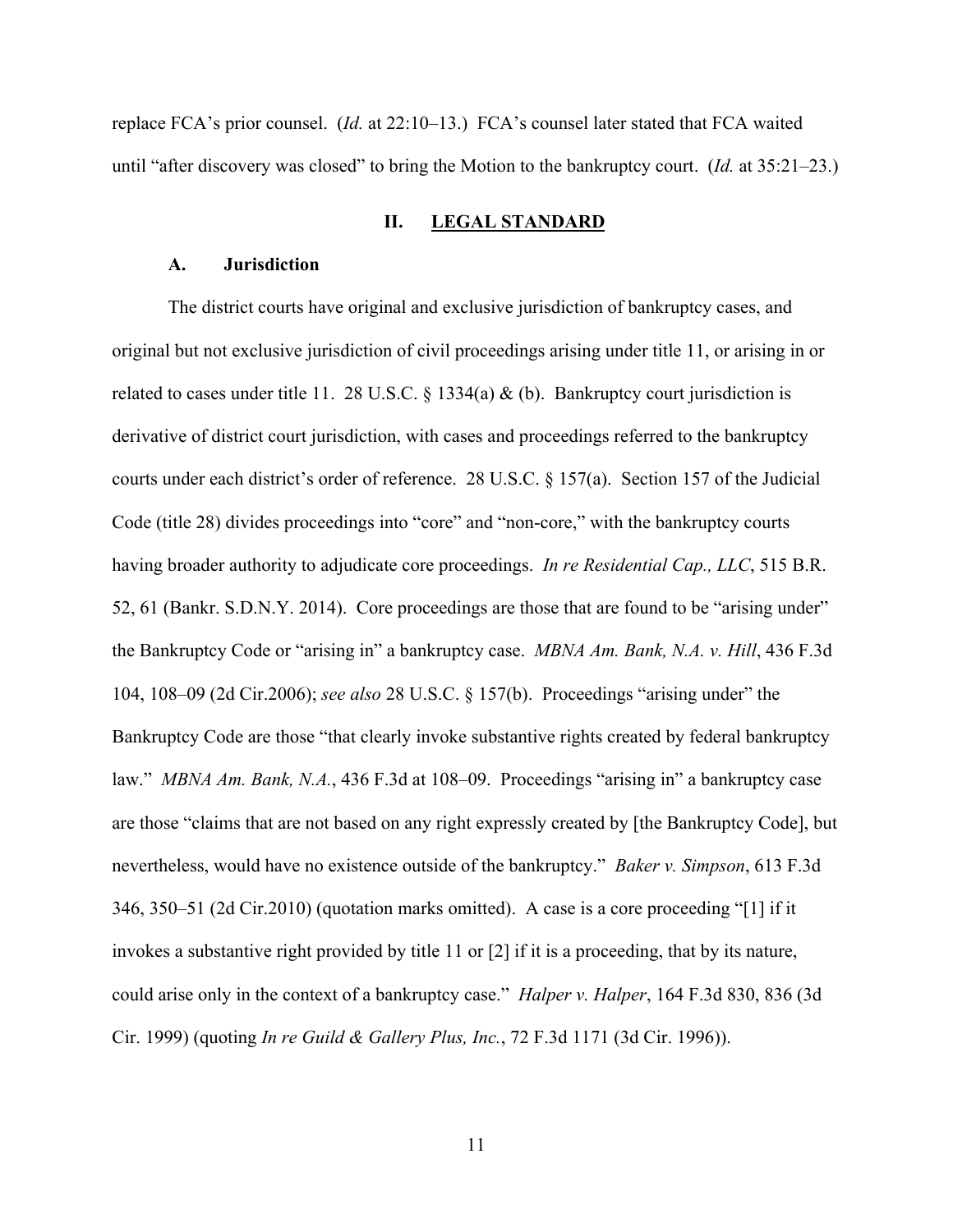replace FCA's prior counsel. (*Id.* at 22:10–13.) FCA's counsel later stated that FCA waited until "after discovery was closed" to bring the Motion to the bankruptcy court. (*Id.* at 35:21–23.)

## II. LEGAL STANDARD

### A. Jurisdiction

The district courts have original and exclusive jurisdiction of bankruptcy cases, and original but not exclusive jurisdiction of civil proceedings arising under title 11, or arising in or related to cases under title 11. 28 U.S.C. § 1334(a) & (b). Bankruptcy court jurisdiction is derivative of district court jurisdiction, with cases and proceedings referred to the bankruptcy courts under each district's order of reference. 28 U.S.C. § 157(a). Section 157 of the Judicial Code (title 28) divides proceedings into "core" and "non-core," with the bankruptcy courts having broader authority to adjudicate core proceedings. *In re Residential Cap., LLC*, 515 B.R. 52, 61 (Bankr. S.D.N.Y. 2014). Core proceedings are those that are found to be "arising under" the Bankruptcy Code or "arising in" a bankruptcy case. *MBNA Am. Bank, N.A. v. Hill*, 436 F.3d 104, 108–09 (2d Cir.2006); *see also* 28 U.S.C. § 157(b). Proceedings "arising under" the Bankruptcy Code are those "that clearly invoke substantive rights created by federal bankruptcy law." *MBNA Am. Bank, N.A.*, 436 F.3d at 108–09. Proceedings "arising in" a bankruptcy case are those "claims that are not based on any right expressly created by [the Bankruptcy Code], but nevertheless, would have no existence outside of the bankruptcy." *Baker v. Simpson*, 613 F.3d 346, 350–51 (2d Cir.2010) (quotation marks omitted). A case is a core proceeding "[1] if it invokes a substantive right provided by title 11 or [2] if it is a proceeding, that by its nature, could arise only in the context of a bankruptcy case." *Halper v. Halper*, 164 F.3d 830, 836 (3d Cir. 1999) (quoting *In re Guild & Gallery Plus, Inc.*, 72 F.3d 1171 (3d Cir. 1996)).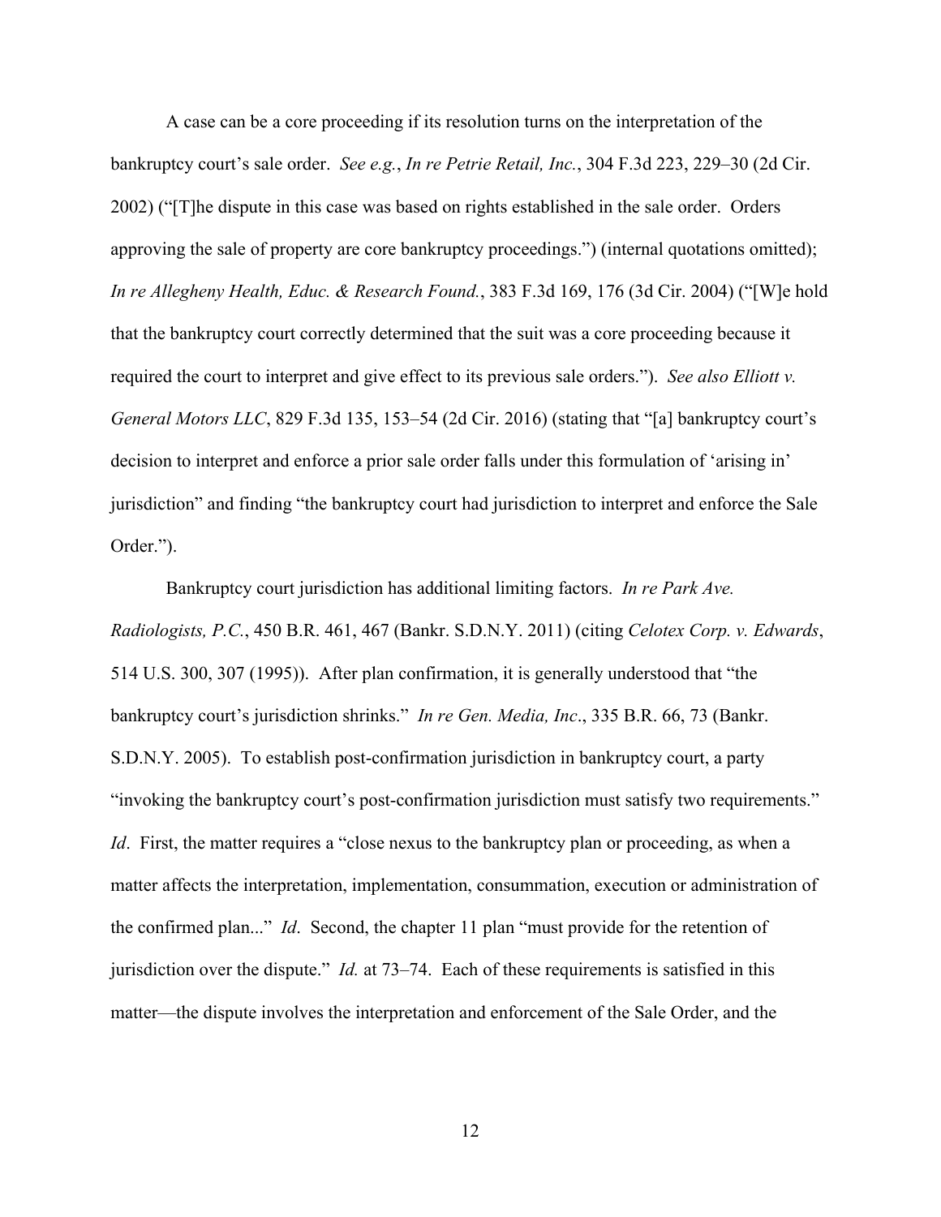A case can be a core proceeding if its resolution turns on the interpretation of the bankruptcy court's sale order. *See e.g.*, *In re Petrie Retail, Inc.*, 304 F.3d 223, 229–30 (2d Cir. 2002) ("[T]he dispute in this case was based on rights established in the sale order. Orders approving the sale of property are core bankruptcy proceedings.") (internal quotations omitted); *In re Allegheny Health, Educ. & Research Found.*, 383 F.3d 169, 176 (3d Cir. 2004) ("[W]e hold that the bankruptcy court correctly determined that the suit was a core proceeding because it required the court to interpret and give effect to its previous sale orders."). *See also Elliott v. General Motors LLC*, 829 F.3d 135, 153–54 (2d Cir. 2016) (stating that "[a] bankruptcy court's decision to interpret and enforce a prior sale order falls under this formulation of 'arising in' jurisdiction" and finding "the bankruptcy court had jurisdiction to interpret and enforce the Sale Order.").

Bankruptcy court jurisdiction has additional limiting factors. *In re Park Ave. Radiologists, P.C.*, 450 B.R. 461, 467 (Bankr. S.D.N.Y. 2011) (citing *Celotex Corp. v. Edwards*, 514 U.S. 300, 307 (1995)). After plan confirmation, it is generally understood that "the bankruptcy court's jurisdiction shrinks." *In re Gen. Media, Inc*., 335 B.R. 66, 73 (Bankr. S.D.N.Y. 2005). To establish post-confirmation jurisdiction in bankruptcy court, a party "invoking the bankruptcy court's post-confirmation jurisdiction must satisfy two requirements." *Id*. First, the matter requires a "close nexus to the bankruptcy plan or proceeding, as when a matter affects the interpretation, implementation, consummation, execution or administration of the confirmed plan..." *Id*. Second, the chapter 11 plan "must provide for the retention of jurisdiction over the dispute." *Id.* at 73–74. Each of these requirements is satisfied in this matter—the dispute involves the interpretation and enforcement of the Sale Order, and the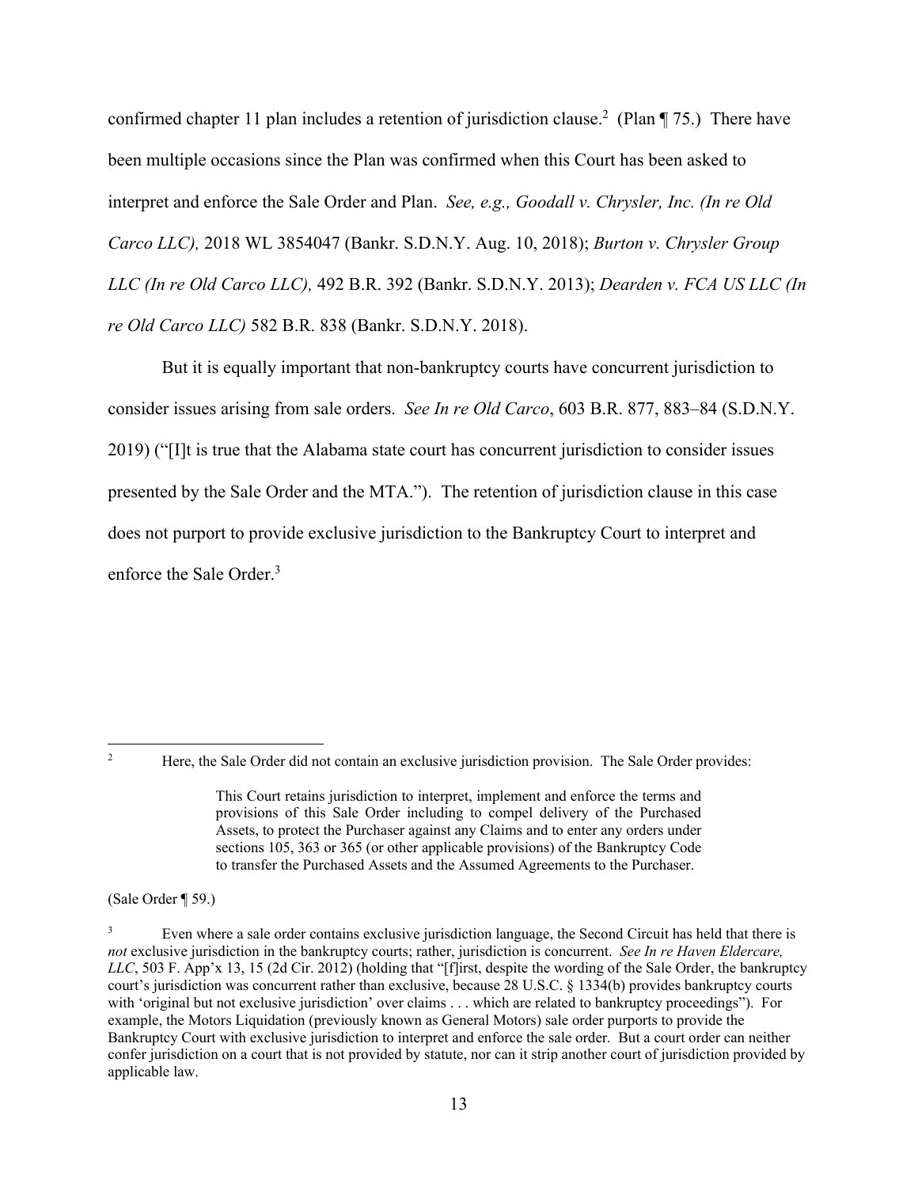confirmed chapter 11 plan includes a retention of jurisdiction clause.[2] (Plan ¶ 75.) There have been multiple occasions since the Plan was confirmed when this Court has been asked to interpret and enforce the Sale Order and Plan. *See, e.g., Goodall v. Chrysler, Inc. (In re Old Carco LLC),* 2018 WL 3854047 (Bankr. S.D.N.Y. Aug. 10, 2018); *Burton v. Chrysler Group LLC (In re Old Carco LLC),* 492 B.R. 392 (Bankr. S.D.N.Y. 2013); *Dearden v. FCA US LLC (In re Old Carco LLC)* 582 B.R. 838 (Bankr. S.D.N.Y. 2018).

But it is equally important that non-bankruptcy courts have concurrent jurisdiction to consider issues arising from sale orders. *See In re Old Carco*, 603 B.R. 877, 883–84 (S.D.N.Y. 2019) ("[I]t is true that the Alabama state court has concurrent jurisdiction to consider issues presented by the Sale Order and the MTA."). The retention of jurisdiction clause in this case does not purport to provide exclusive jurisdiction to the Bankruptcy Court to interpret and enforce the Sale Order.[3]

---

[2] Here, the Sale Order did not contain an exclusive jurisdiction provision. The Sale Order provides:

> This Court retains jurisdiction to interpret, implement and enforce the terms and provisions of this Sale Order including to compel delivery of the Purchased Assets, to protect the Purchaser against any Claims and to enter any orders under sections 105, 363 or 365 (or other applicable provisions) of the Bankruptcy Code to transfer the Purchased Assets and the Assumed Agreements to the Purchaser.

(Sale Order ¶ 59.)

[3] Even where a sale order contains exclusive jurisdiction language, the Second Circuit has held that there is *not* exclusive jurisdiction in the bankruptcy courts; rather, jurisdiction is concurrent. *See In re Haven Eldercare, LLC*, 503 F. App'x 13, 15 (2d Cir. 2012) (holding that "[f]irst, despite the wording of the Sale Order, the bankruptcy court's jurisdiction was concurrent rather than exclusive, because 28 U.S.C. § 1334(b) provides bankruptcy courts with 'original but not exclusive jurisdiction' over claims . . . which are related to bankruptcy proceedings"). For example, the Motors Liquidation (previously known as General Motors) sale order purports to provide the Bankruptcy Court with exclusive jurisdiction to interpret and enforce the sale order. But a court order can neither confer jurisdiction on a court that is not provided by statute, nor can it strip another court of jurisdiction provided by applicable law.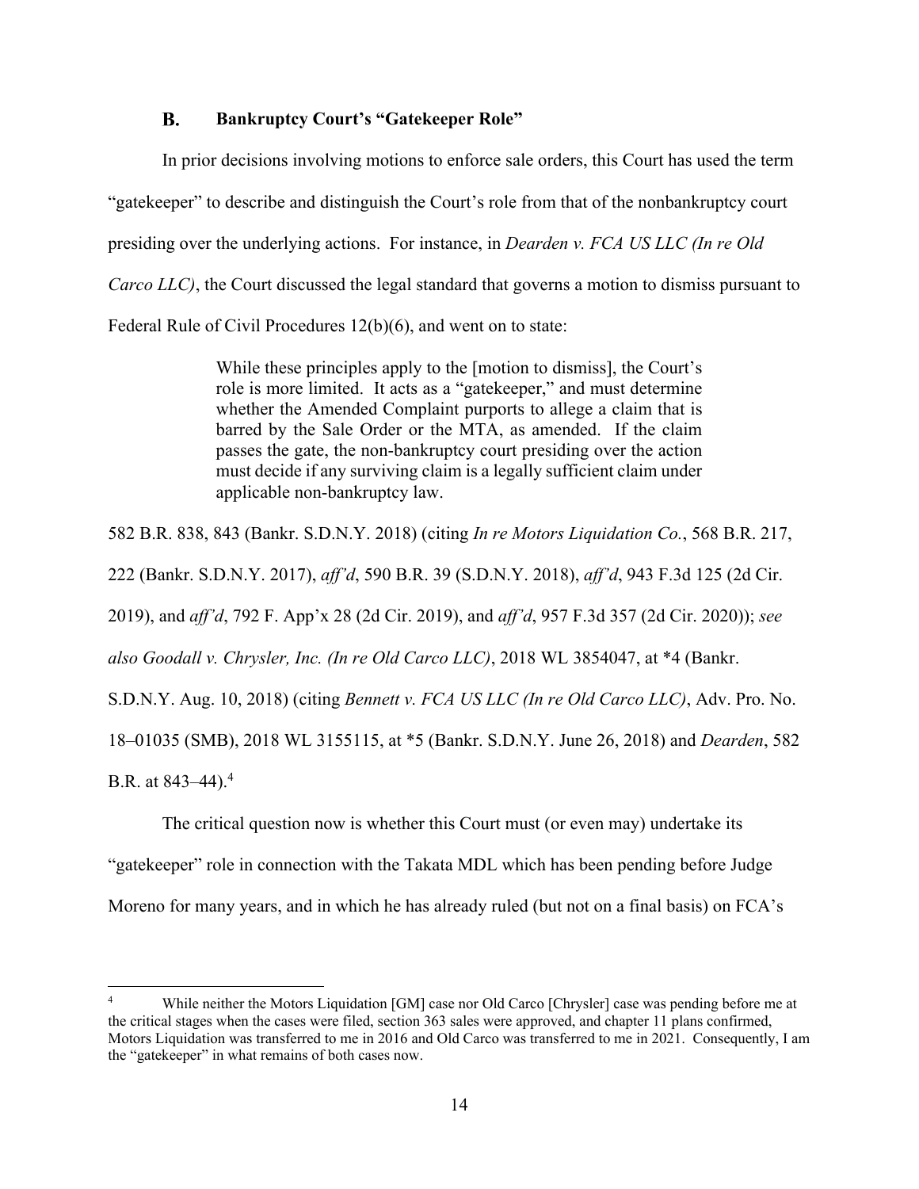### B. Bankruptcy Court's "Gatekeeper Role"

In prior decisions involving motions to enforce sale orders, this Court has used the term "gatekeeper" to describe and distinguish the Court's role from that of the nonbankruptcy court presiding over the underlying actions. For instance, in *Dearden v. FCA US LLC (In re Old Carco LLC)*, the Court discussed the legal standard that governs a motion to dismiss pursuant to Federal Rule of Civil Procedures 12(b)(6), and went on to state:

> While these principles apply to the [motion to dismiss], the Court's role is more limited. It acts as a "gatekeeper," and must determine whether the Amended Complaint purports to allege a claim that is barred by the Sale Order or the MTA, as amended. If the claim passes the gate, the non-bankruptcy court presiding over the action must decide if any surviving claim is a legally sufficient claim under applicable non-bankruptcy law.

582 B.R. 838, 843 (Bankr. S.D.N.Y. 2018) (citing *In re Motors Liquidation Co.*, 568 B.R. 217, 222 (Bankr. S.D.N.Y. 2017), *aff'd*, 590 B.R. 39 (S.D.N.Y. 2018), *aff'd*, 943 F.3d 125 (2d Cir. 2019), and *aff'd*, 792 F. App'x 28 (2d Cir. 2019), and *aff'd*, 957 F.3d 357 (2d Cir. 2020)); *see also Goodall v. Chrysler, Inc. (In re Old Carco LLC)*, 2018 WL 3854047, at *4 (Bankr. S.D.N.Y. Aug. 10, 2018) (citing *Bennett v. FCA US LLC (In re Old Carco LLC)*, Adv. Pro. No. 18–01035 (SMB), 2018 WL 3155115, at *5 (Bankr. S.D.N.Y. June 26, 2018) and *Dearden*, 582 B.R. at 843–44).[4]

The critical question now is whether this Court must (or even may) undertake its "gatekeeper" role in connection with the Takata MDL which has been pending before Judge Moreno for many years, and in which he has already ruled (but not on a final basis) on FCA's

---

[4] While neither the Motors Liquidation [GM] case nor Old Carco [Chrysler] case was pending before me at the critical stages when the cases were filed, section 363 sales were approved, and chapter 11 plans confirmed, Motors Liquidation was transferred to me in 2016 and Old Carco was transferred to me in 2021. Consequently, I am the "gatekeeper" in what remains of both cases now.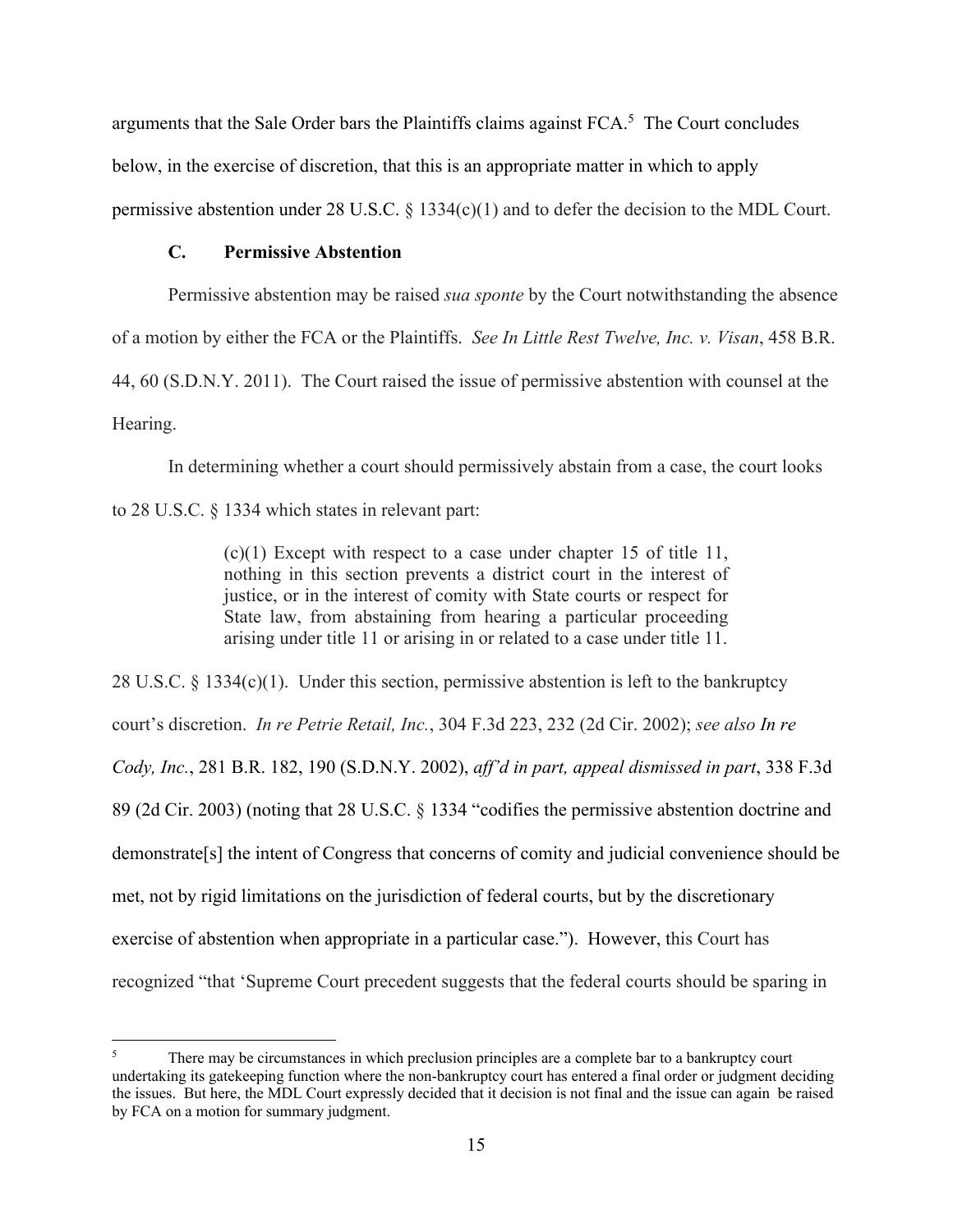arguments that the Sale Order bars the Plaintiffs claims against FCA.[5] The Court concludes below, in the exercise of discretion, that this is an appropriate matter in which to apply permissive abstention under 28 U.S.C. § 1334(c)(1) and to defer the decision to the MDL Court.

### C. Permissive Abstention

Permissive abstention may be raised *sua sponte* by the Court notwithstanding the absence of a motion by either the FCA or the Plaintiffs. *See In Little Rest Twelve, Inc. v. Visan*, 458 B.R. 44, 60 (S.D.N.Y. 2011). The Court raised the issue of permissive abstention with counsel at the Hearing.

In determining whether a court should permissively abstain from a case, the court looks to 28 U.S.C. § 1334 which states in relevant part:

> (c)(1) Except with respect to a case under chapter 15 of title 11, nothing in this section prevents a district court in the interest of justice, or in the interest of comity with State courts or respect for State law, from abstaining from hearing a particular proceeding arising under title 11 or arising in or related to a case under title 11.

28 U.S.C. § 1334(c)(1). Under this section, permissive abstention is left to the bankruptcy court's discretion. *In re Petrie Retail, Inc.*, 304 F.3d 223, 232 (2d Cir. 2002); *see also In re Cody, Inc.*, 281 B.R. 182, 190 (S.D.N.Y. 2002), *aff'd in part, appeal dismissed in part*, 338 F.3d 89 (2d Cir. 2003) (noting that 28 U.S.C. § 1334 "codifies the permissive abstention doctrine and demonstrate[s] the intent of Congress that concerns of comity and judicial convenience should be met, not by rigid limitations on the jurisdiction of federal courts, but by the discretionary exercise of abstention when appropriate in a particular case."). However, this Court has recognized "that 'Supreme Court precedent suggests that the federal courts should be sparing in

---

[5] There may be circumstances in which preclusion principles are a complete bar to a bankruptcy court undertaking its gatekeeping function where the non-bankruptcy court has entered a final order or judgment deciding the issues. But here, the MDL Court expressly decided that it decision is not final and the issue can again be raised by FCA on a motion for summary judgment.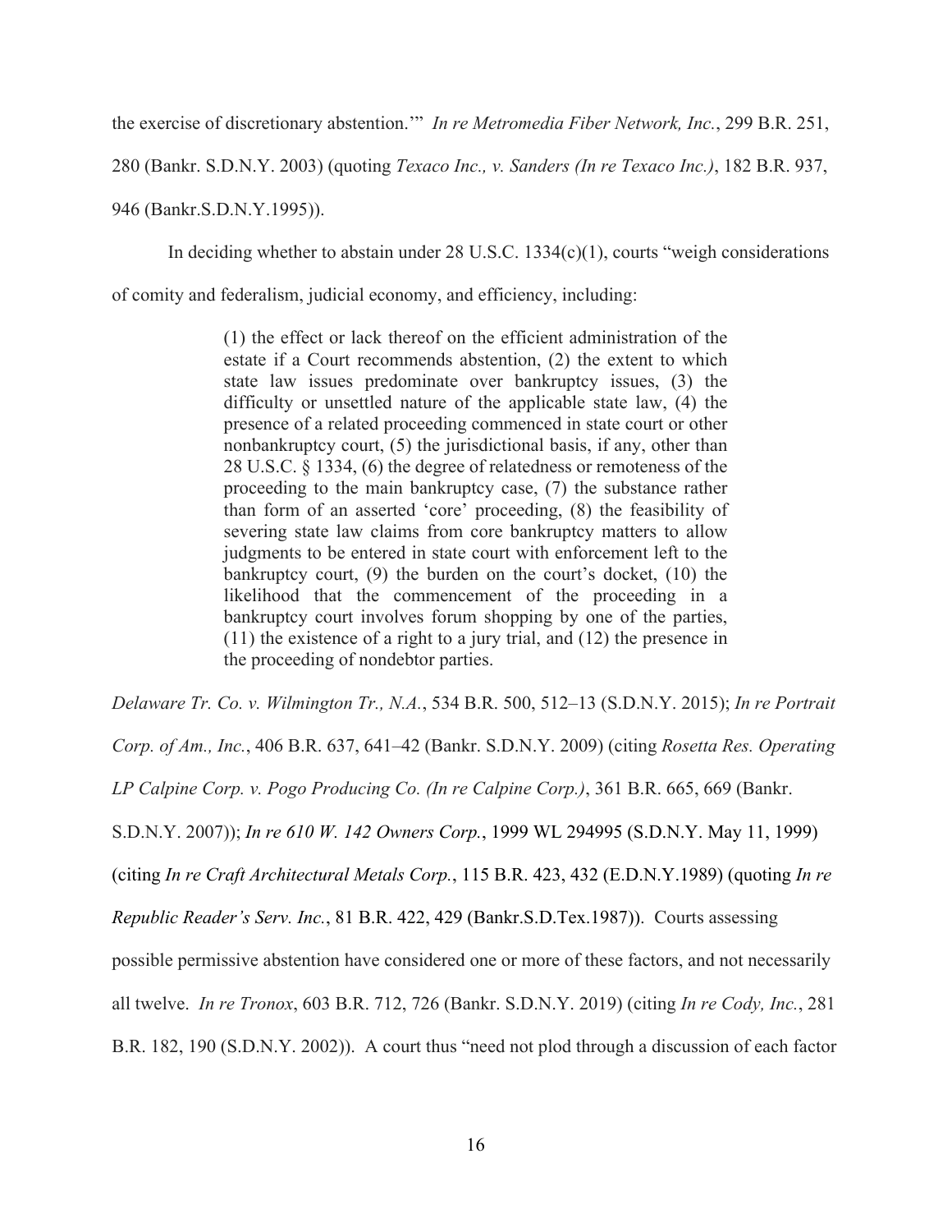the exercise of discretionary abstention.'" *In re Metromedia Fiber Network, Inc.*, 299 B.R. 251, 280 (Bankr. S.D.N.Y. 2003) (quoting *Texaco Inc., v. Sanders (In re Texaco Inc.)*, 182 B.R. 937, 946 (Bankr.S.D.N.Y.1995)).

In deciding whether to abstain under 28 U.S.C. 1334(c)(1), courts "weigh considerations of comity and federalism, judicial economy, and efficiency, including:

> (1) the effect or lack thereof on the efficient administration of the estate if a Court recommends abstention, (2) the extent to which state law issues predominate over bankruptcy issues, (3) the difficulty or unsettled nature of the applicable state law, (4) the presence of a related proceeding commenced in state court or other nonbankruptcy court, (5) the jurisdictional basis, if any, other than 28 U.S.C. § 1334, (6) the degree of relatedness or remoteness of the proceeding to the main bankruptcy case, (7) the substance rather than form of an asserted 'core' proceeding, (8) the feasibility of severing state law claims from core bankruptcy matters to allow judgments to be entered in state court with enforcement left to the bankruptcy court, (9) the burden on the court's docket, (10) the likelihood that the commencement of the proceeding in a bankruptcy court involves forum shopping by one of the parties, (11) the existence of a right to a jury trial, and (12) the presence in the proceeding of nondebtor parties.

*Delaware Tr. Co. v. Wilmington Tr., N.A.*, 534 B.R. 500, 512–13 (S.D.N.Y. 2015); *In re Portrait Corp. of Am., Inc.*, 406 B.R. 637, 641–42 (Bankr. S.D.N.Y. 2009) (citing *Rosetta Res. Operating LP Calpine Corp. v. Pogo Producing Co. (In re Calpine Corp.)*, 361 B.R. 665, 669 (Bankr. S.D.N.Y. 2007)); *In re 610 W. 142 Owners Corp.*, 1999 WL 294995 (S.D.N.Y. May 11, 1999) (citing *In re Craft Architectural Metals Corp.*, 115 B.R. 423, 432 (E.D.N.Y.1989) (quoting *In re Republic Reader's Serv. Inc.*, 81 B.R. 422, 429 (Bankr.S.D.Tex.1987)). Courts assessing possible permissive abstention have considered one or more of these factors, and not necessarily all twelve. *In re Tronox*, 603 B.R. 712, 726 (Bankr. S.D.N.Y. 2019) (citing *In re Cody, Inc.*, 281 B.R. 182, 190 (S.D.N.Y. 2002)). A court thus "need not plod through a discussion of each factor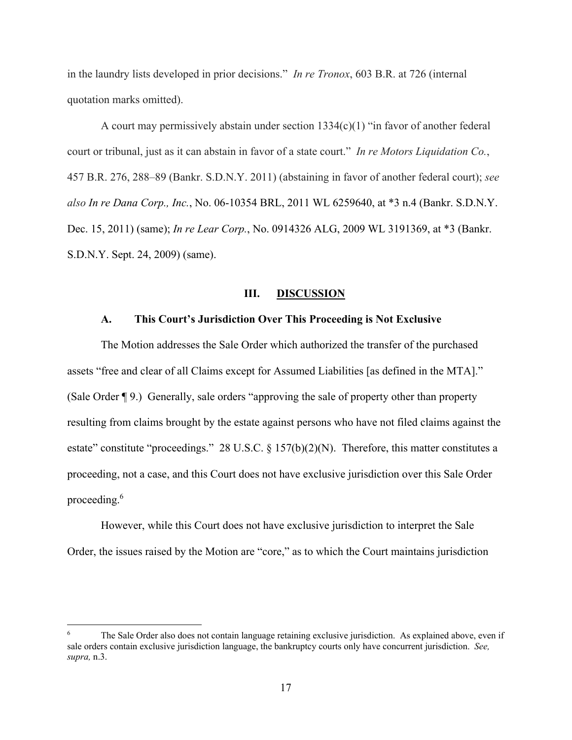in the laundry lists developed in prior decisions." *In re Tronox*, 603 B.R. at 726 (internal quotation marks omitted).

A court may permissively abstain under section 1334(c)(1) "in favor of another federal court or tribunal, just as it can abstain in favor of a state court." *In re Motors Liquidation Co.*, 457 B.R. 276, 288–89 (Bankr. S.D.N.Y. 2011) (abstaining in favor of another federal court); *see also In re Dana Corp., Inc.*, No. 06-10354 BRL, 2011 WL 6259640, at *3 n.4 (Bankr. S.D.N.Y. Dec. 15, 2011) (same); *In re Lear Corp.*, No. 0914326 ALG, 2009 WL 3191369, at *3 (Bankr. S.D.N.Y. Sept. 24, 2009) (same).

## III. DISCUSSION

### A. This Court's Jurisdiction Over This Proceeding is Not Exclusive

The Motion addresses the Sale Order which authorized the transfer of the purchased assets "free and clear of all Claims except for Assumed Liabilities [as defined in the MTA]." (Sale Order ¶ 9.) Generally, sale orders "approving the sale of property other than property resulting from claims brought by the estate against persons who have not filed claims against the estate" constitute "proceedings." 28 U.S.C. § 157(b)(2)(N). Therefore, this matter constitutes a proceeding, not a case, and this Court does not have exclusive jurisdiction over this Sale Order proceeding.[6]

However, while this Court does not have exclusive jurisdiction to interpret the Sale Order, the issues raised by the Motion are "core," as to which the Court maintains jurisdiction

[6] The Sale Order also does not contain language retaining exclusive jurisdiction. As explained above, even if sale orders contain exclusive jurisdiction language, the bankruptcy courts only have concurrent jurisdiction. *See, supra,* n.3.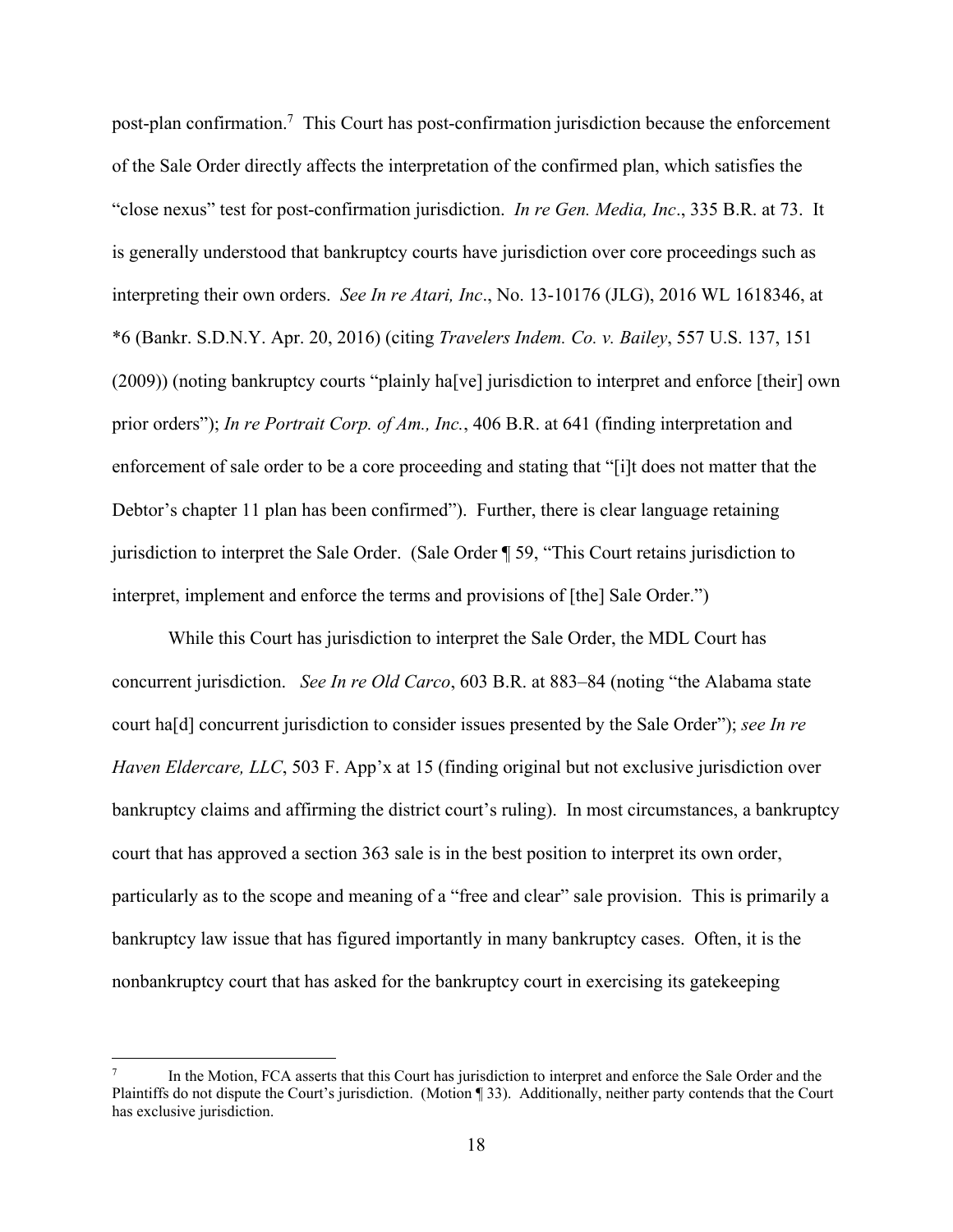post-plan confirmation.[7] This Court has post-confirmation jurisdiction because the enforcement of the Sale Order directly affects the interpretation of the confirmed plan, which satisfies the "close nexus" test for post-confirmation jurisdiction. *In re Gen. Media, Inc*., 335 B.R. at 73. It is generally understood that bankruptcy courts have jurisdiction over core proceedings such as interpreting their own orders. *See In re Atari, Inc*., No. 13-10176 (JLG), 2016 WL 1618346, at *6 (Bankr. S.D.N.Y. Apr. 20, 2016) (citing *Travelers Indem. Co. v. Bailey*, 557 U.S. 137, 151 (2009)) (noting bankruptcy courts "plainly ha[ve] jurisdiction to interpret and enforce [their] own prior orders"); *In re Portrait Corp. of Am., Inc.*, 406 B.R. at 641 (finding interpretation and enforcement of sale order to be a core proceeding and stating that "[i]t does not matter that the Debtor's chapter 11 plan has been confirmed"). Further, there is clear language retaining jurisdiction to interpret the Sale Order. (Sale Order ¶ 59, "This Court retains jurisdiction to interpret, implement and enforce the terms and provisions of [the] Sale Order.")

While this Court has jurisdiction to interpret the Sale Order, the MDL Court has concurrent jurisdiction. *See In re Old Carco*, 603 B.R. at 883–84 (noting "the Alabama state court ha[d] concurrent jurisdiction to consider issues presented by the Sale Order"); *see In re Haven Eldercare, LLC*, 503 F. App'x at 15 (finding original but not exclusive jurisdiction over bankruptcy claims and affirming the district court's ruling). In most circumstances, a bankruptcy court that has approved a section 363 sale is in the best position to interpret its own order, particularly as to the scope and meaning of a "free and clear" sale provision. This is primarily a bankruptcy law issue that has figured importantly in many bankruptcy cases. Often, it is the nonbankruptcy court that has asked for the bankruptcy court in exercising its gatekeeping

---

[7] In the Motion, FCA asserts that this Court has jurisdiction to interpret and enforce the Sale Order and the Plaintiffs do not dispute the Court's jurisdiction. (Motion ¶ 33). Additionally, neither party contends that the Court has exclusive jurisdiction.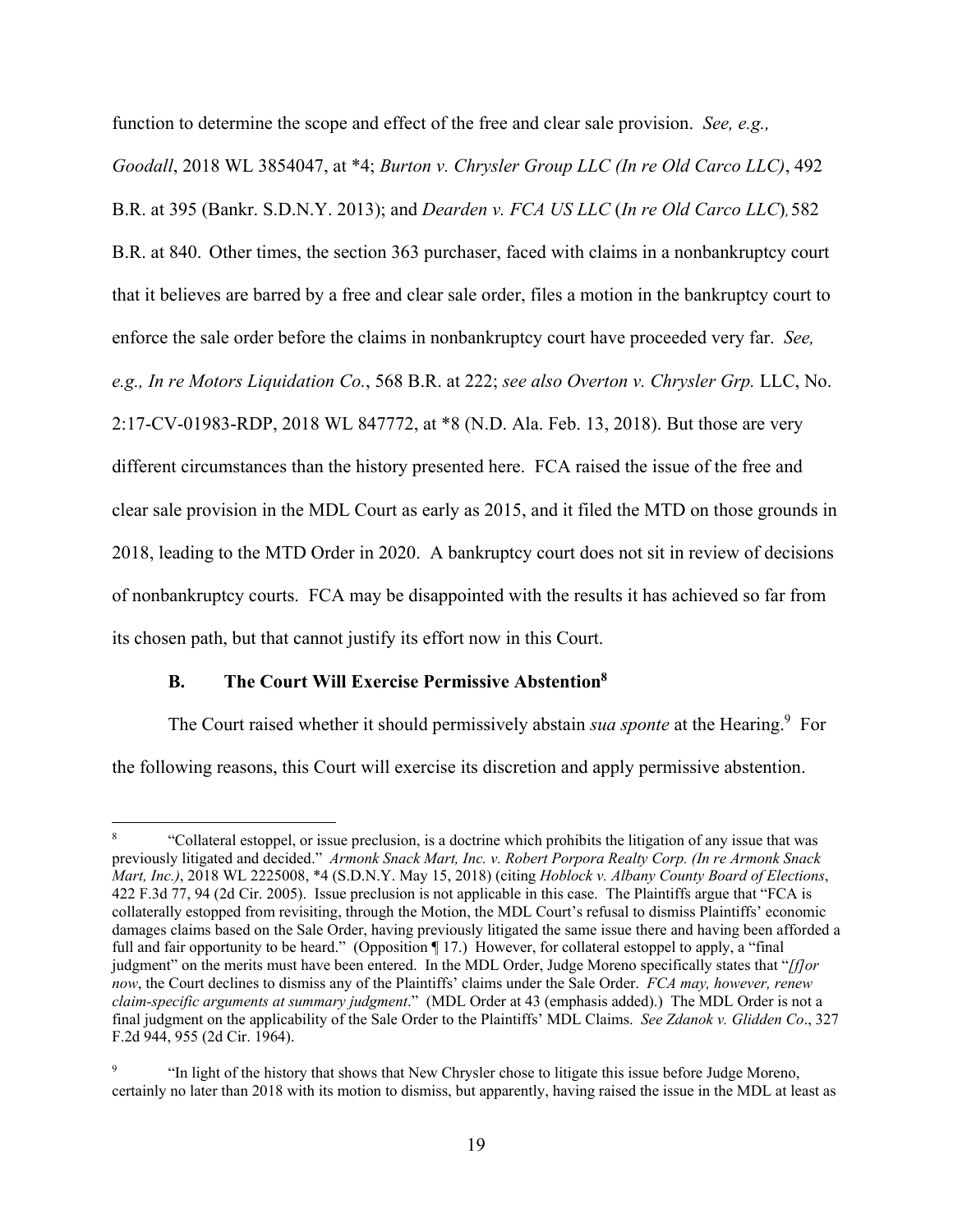function to determine the scope and effect of the free and clear sale provision. *See, e.g., Goodall*, 2018 WL 3854047, at *4; *Burton v. Chrysler Group LLC (In re Old Carco LLC)*, 492 B.R. at 395 (Bankr. S.D.N.Y. 2013); and *Dearden v. FCA US LLC* (*In re Old Carco LLC*), 582 B.R. at 840. Other times, the section 363 purchaser, faced with claims in a nonbankruptcy court that it believes are barred by a free and clear sale order, files a motion in the bankruptcy court to enforce the sale order before the claims in nonbankruptcy court have proceeded very far. *See, e.g., In re Motors Liquidation Co.*, 568 B.R. at 222; *see also Overton v. Chrysler Grp.* LLC, No. 2:17-CV-01983-RDP, 2018 WL 847772, at *8 (N.D. Ala. Feb. 13, 2018). But those are very different circumstances than the history presented here. FCA raised the issue of the free and clear sale provision in the MDL Court as early as 2015, and it filed the MTD on those grounds in 2018, leading to the MTD Order in 2020. A bankruptcy court does not sit in review of decisions of nonbankruptcy courts. FCA may be disappointed with the results it has achieved so far from its chosen path, but that cannot justify its effort now in this Court.

### B. The Court Will Exercise Permissive Abstention[8]

The Court raised whether it should permissively abstain *sua sponte* at the Hearing.[9] For the following reasons, this Court will exercise its discretion and apply permissive abstention.

---

[8] "Collateral estoppel, or issue preclusion, is a doctrine which prohibits the litigation of any issue that was previously litigated and decided." *Armonk Snack Mart, Inc. v. Robert Porpora Realty Corp. (In re Armonk Snack Mart, Inc.)*, 2018 WL 2225008, *4 (S.D.N.Y. May 15, 2018) (citing *Hoblock v. Albany County Board of Elections*, 422 F.3d 77, 94 (2d Cir. 2005). Issue preclusion is not applicable in this case. The Plaintiffs argue that "FCA is collaterally estopped from revisiting, through the Motion, the MDL Court's refusal to dismiss Plaintiffs' economic damages claims based on the Sale Order, having previously litigated the same issue there and having been afforded a full and fair opportunity to be heard." (Opposition ¶ 17.) However, for collateral estoppel to apply, a "final judgment" on the merits must have been entered. In the MDL Order, Judge Moreno specifically states that "*[f]or now*, the Court declines to dismiss any of the Plaintiffs' claims under the Sale Order. *FCA may, however, renew claim-specific arguments at summary judgment*." (MDL Order at 43 (emphasis added).) The MDL Order is not a final judgment on the applicability of the Sale Order to the Plaintiffs' MDL Claims. *See Zdanok v. Glidden Co*., 327 F.2d 944, 955 (2d Cir. 1964).

[9] "In light of the history that shows that New Chrysler chose to litigate this issue before Judge Moreno, certainly no later than 2018 with its motion to dismiss, but apparently, having raised the issue in the MDL at least as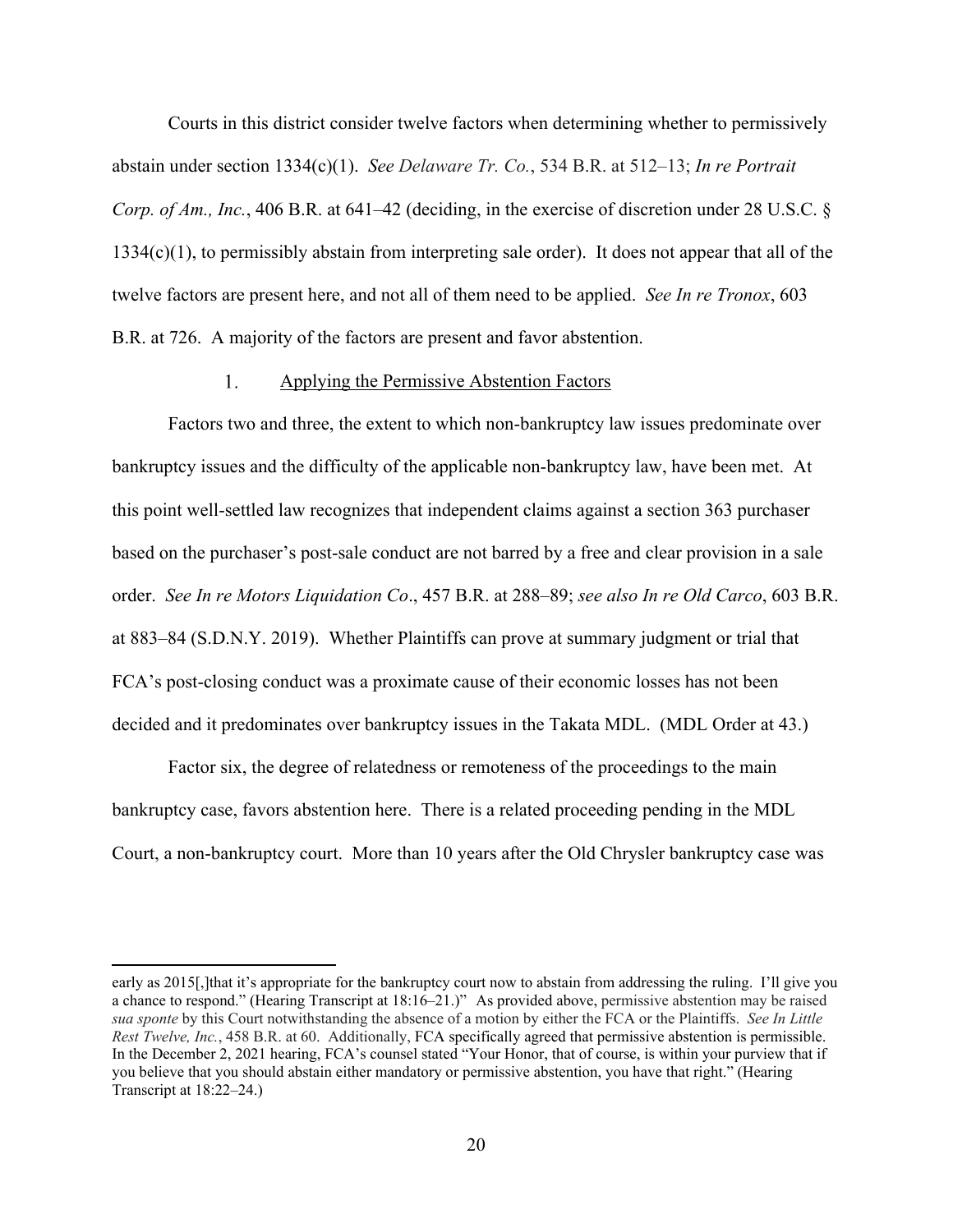Courts in this district consider twelve factors when determining whether to permissively abstain under section 1334(c)(1). *See Delaware Tr. Co.*, 534 B.R. at 512–13; *In re Portrait Corp. of Am., Inc.*, 406 B.R. at 641–42 (deciding, in the exercise of discretion under 28 U.S.C. § 1334(c)(1), to permissibly abstain from interpreting sale order). It does not appear that all of the twelve factors are present here, and not all of them need to be applied. *See In re Tronox*, 603 B.R. at 726. A majority of the factors are present and favor abstention.

1. Applying the Permissive Abstention Factors

Factors two and three, the extent to which non-bankruptcy law issues predominate over bankruptcy issues and the difficulty of the applicable non-bankruptcy law, have been met. At this point well-settled law recognizes that independent claims against a section 363 purchaser based on the purchaser's post-sale conduct are not barred by a free and clear provision in a sale order. *See In re Motors Liquidation Co*., 457 B.R. at 288–89; *see also In re Old Carco*, 603 B.R. at 883–84 (S.D.N.Y. 2019). Whether Plaintiffs can prove at summary judgment or trial that FCA's post-closing conduct was a proximate cause of their economic losses has not been decided and it predominates over bankruptcy issues in the Takata MDL. (MDL Order at 43.)

Factor six, the degree of relatedness or remoteness of the proceedings to the main bankruptcy case, favors abstention here. There is a related proceeding pending in the MDL Court, a non-bankruptcy court. More than 10 years after the Old Chrysler bankruptcy case was

---

early as 2015[,]that it's appropriate for the bankruptcy court now to abstain from addressing the ruling. I'll give you a chance to respond." (Hearing Transcript at 18:16–21.)" As provided above, permissive abstention may be raised *sua sponte* by this Court notwithstanding the absence of a motion by either the FCA or the Plaintiffs. *See In Little Rest Twelve, Inc.*, 458 B.R. at 60. Additionally, FCA specifically agreed that permissive abstention is permissible. In the December 2, 2021 hearing, FCA's counsel stated "Your Honor, that of course, is within your purview that if you believe that you should abstain either mandatory or permissive abstention, you have that right." (Hearing Transcript at 18:22–24.)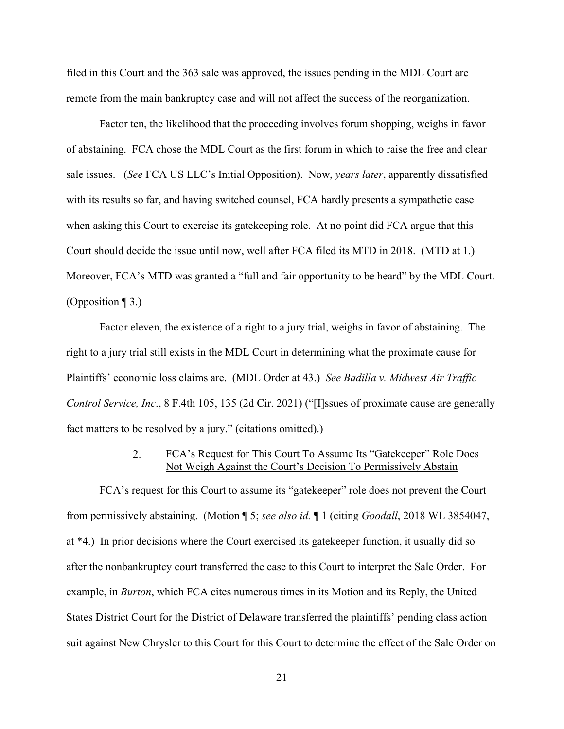filed in this Court and the 363 sale was approved, the issues pending in the MDL Court are remote from the main bankruptcy case and will not affect the success of the reorganization.

Factor ten, the likelihood that the proceeding involves forum shopping, weighs in favor of abstaining. FCA chose the MDL Court as the first forum in which to raise the free and clear sale issues. (*See* FCA US LLC's Initial Opposition). Now, *years later*, apparently dissatisfied with its results so far, and having switched counsel, FCA hardly presents a sympathetic case when asking this Court to exercise its gatekeeping role. At no point did FCA argue that this Court should decide the issue until now, well after FCA filed its MTD in 2018. (MTD at 1.) Moreover, FCA's MTD was granted a "full and fair opportunity to be heard" by the MDL Court. (Opposition ¶ 3.)

Factor eleven, the existence of a right to a jury trial, weighs in favor of abstaining. The right to a jury trial still exists in the MDL Court in determining what the proximate cause for Plaintiffs' economic loss claims are. (MDL Order at 43.) *See Badilla v. Midwest Air Traffic Control Service, Inc*., 8 F.4th 105, 135 (2d Cir. 2021) ("[I]ssues of proximate cause are generally fact matters to be resolved by a jury." (citations omitted).)

### 2. <u>FCA's Request for This Court To Assume Its "Gatekeeper" Role Does Not Weigh Against the Court's Decision To Permissively Abstain</u>

FCA's request for this Court to assume its "gatekeeper" role does not prevent the Court from permissively abstaining. (Motion ¶ 5; *see also id.* ¶ 1 (citing *Goodall*, 2018 WL 3854047, at *4.) In prior decisions where the Court exercised its gatekeeper function, it usually did so after the nonbankruptcy court transferred the case to this Court to interpret the Sale Order. For example, in *Burton*, which FCA cites numerous times in its Motion and its Reply, the United States District Court for the District of Delaware transferred the plaintiffs' pending class action suit against New Chrysler to this Court for this Court to determine the effect of the Sale Order on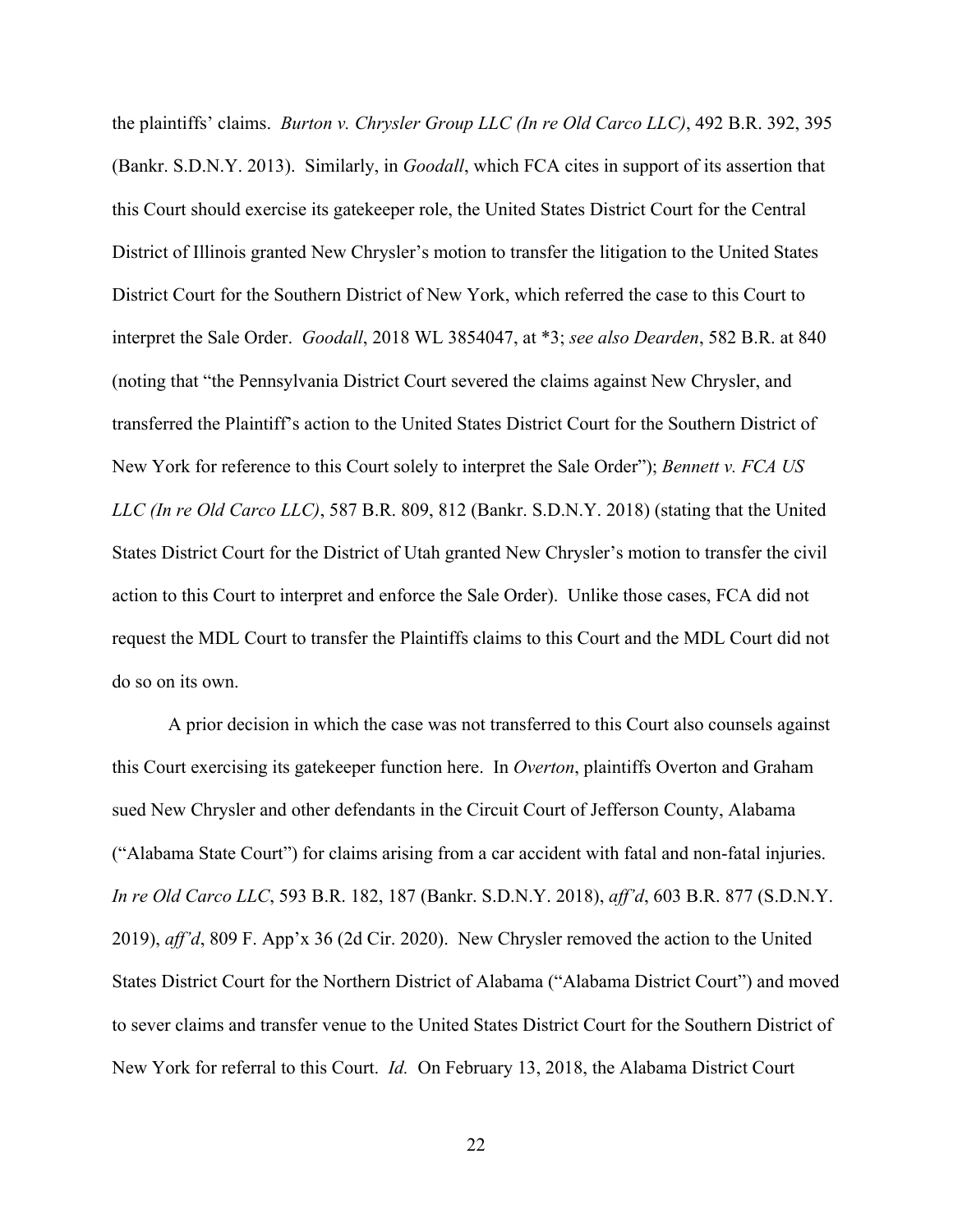the plaintiffs' claims. *Burton v. Chrysler Group LLC (In re Old Carco LLC)*, 492 B.R. 392, 395 (Bankr. S.D.N.Y. 2013). Similarly, in *Goodall*, which FCA cites in support of its assertion that this Court should exercise its gatekeeper role, the United States District Court for the Central District of Illinois granted New Chrysler's motion to transfer the litigation to the United States District Court for the Southern District of New York, which referred the case to this Court to interpret the Sale Order. *Goodall*, 2018 WL 3854047, at *3; *see also Dearden*, 582 B.R. at 840 (noting that "the Pennsylvania District Court severed the claims against New Chrysler, and transferred the Plaintiff's action to the United States District Court for the Southern District of New York for reference to this Court solely to interpret the Sale Order"); *Bennett v. FCA US LLC (In re Old Carco LLC)*, 587 B.R. 809, 812 (Bankr. S.D.N.Y. 2018) (stating that the United States District Court for the District of Utah granted New Chrysler's motion to transfer the civil action to this Court to interpret and enforce the Sale Order). Unlike those cases, FCA did not request the MDL Court to transfer the Plaintiffs claims to this Court and the MDL Court did not do so on its own.

A prior decision in which the case was not transferred to this Court also counsels against this Court exercising its gatekeeper function here. In *Overton*, plaintiffs Overton and Graham sued New Chrysler and other defendants in the Circuit Court of Jefferson County, Alabama ("Alabama State Court") for claims arising from a car accident with fatal and non-fatal injuries. *In re Old Carco LLC*, 593 B.R. 182, 187 (Bankr. S.D.N.Y. 2018), *aff'd*, 603 B.R. 877 (S.D.N.Y. 2019), *aff'd*, 809 F. App'x 36 (2d Cir. 2020). New Chrysler removed the action to the United States District Court for the Northern District of Alabama ("Alabama District Court") and moved to sever claims and transfer venue to the United States District Court for the Southern District of New York for referral to this Court. *Id.* On February 13, 2018, the Alabama District Court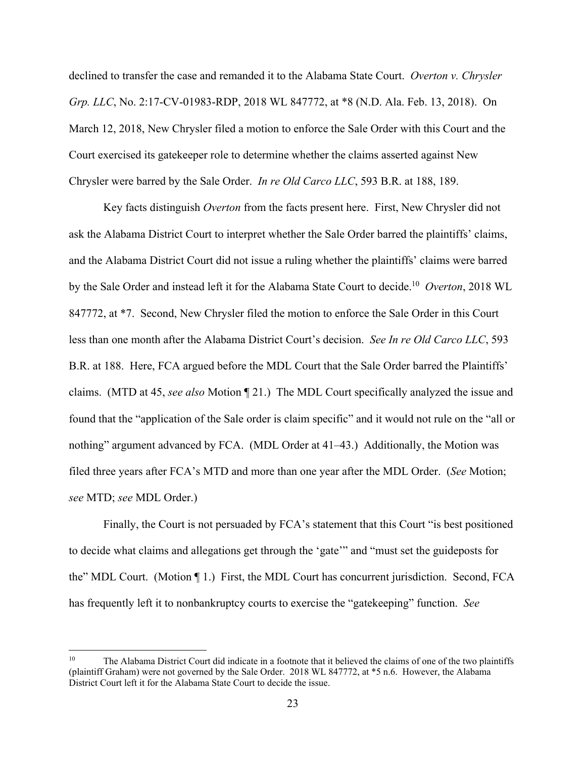declined to transfer the case and remanded it to the Alabama State Court. *Overton v. Chrysler Grp. LLC*, No. 2:17-CV-01983-RDP, 2018 WL 847772, at *8 (N.D. Ala. Feb. 13, 2018). On March 12, 2018, New Chrysler filed a motion to enforce the Sale Order with this Court and the Court exercised its gatekeeper role to determine whether the claims asserted against New Chrysler were barred by the Sale Order. *In re Old Carco LLC*, 593 B.R. at 188, 189.

Key facts distinguish *Overton* from the facts present here. First, New Chrysler did not ask the Alabama District Court to interpret whether the Sale Order barred the plaintiffs' claims, and the Alabama District Court did not issue a ruling whether the plaintiffs' claims were barred by the Sale Order and instead left it for the Alabama State Court to decide.[10] *Overton*, 2018 WL 847772, at *7. Second, New Chrysler filed the motion to enforce the Sale Order in this Court less than one month after the Alabama District Court's decision. *See In re Old Carco LLC*, 593 B.R. at 188. Here, FCA argued before the MDL Court that the Sale Order barred the Plaintiffs' claims. (MTD at 45, *see also* Motion ¶ 21.) The MDL Court specifically analyzed the issue and found that the "application of the Sale order is claim specific" and it would not rule on the "all or nothing" argument advanced by FCA. (MDL Order at 41–43.) Additionally, the Motion was filed three years after FCA's MTD and more than one year after the MDL Order. (*See* Motion; *see* MTD; *see* MDL Order.)

Finally, the Court is not persuaded by FCA's statement that this Court "is best positioned to decide what claims and allegations get through the 'gate'" and "must set the guideposts for the" MDL Court. (Motion ¶ 1.) First, the MDL Court has concurrent jurisdiction. Second, FCA has frequently left it to nonbankruptcy courts to exercise the "gatekeeping" function. *See*

---

[10] The Alabama District Court did indicate in a footnote that it believed the claims of one of the two plaintiffs (plaintiff Graham) were not governed by the Sale Order. 2018 WL 847772, at *5 n.6. However, the Alabama District Court left it for the Alabama State Court to decide the issue.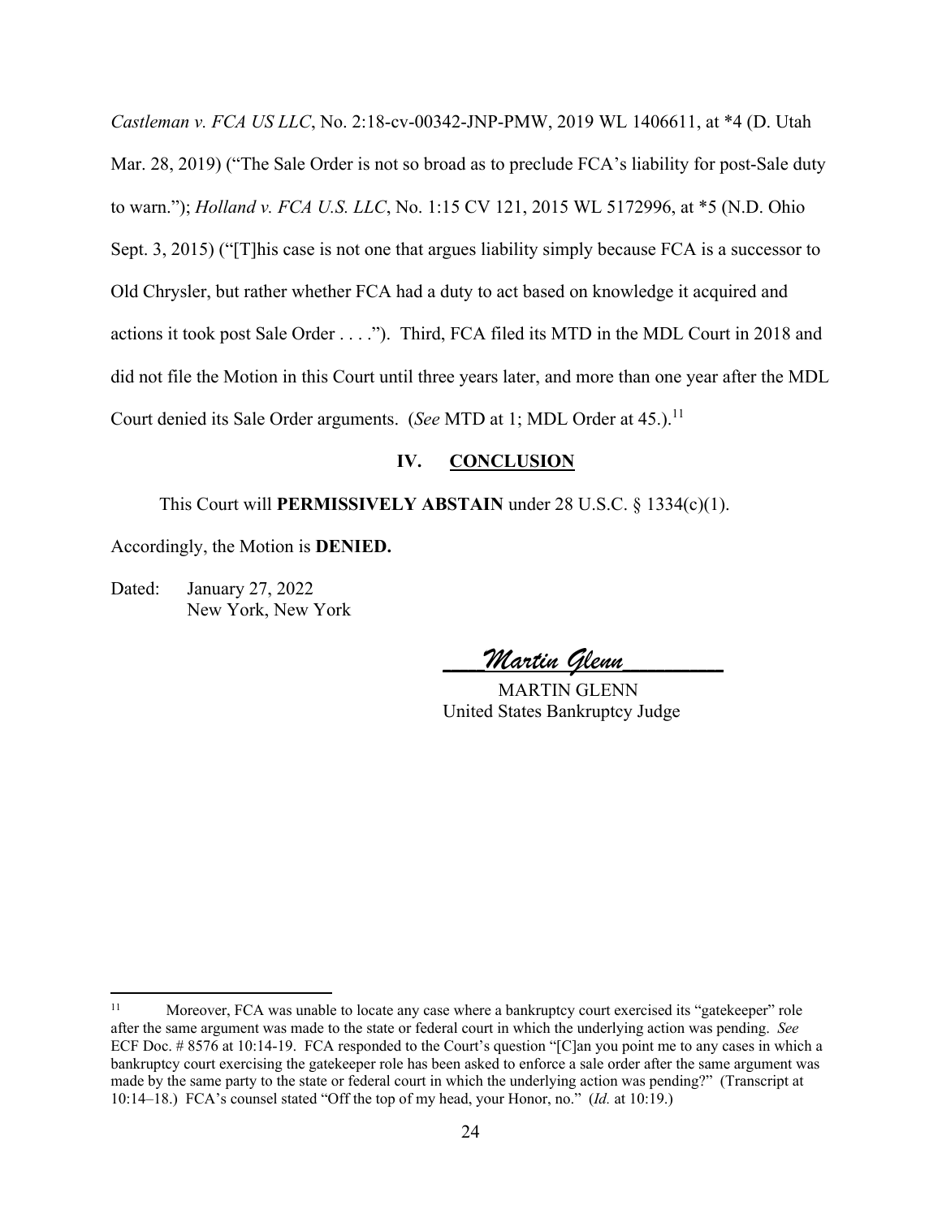*Castleman v. FCA US LLC*, No. 2:18-cv-00342-JNP-PMW, 2019 WL 1406611, at *4 (D. Utah Mar. 28, 2019) ("The Sale Order is not so broad as to preclude FCA's liability for post-Sale duty to warn."); *Holland v. FCA U.S. LLC*, No. 1:15 CV 121, 2015 WL 5172996, at *5 (N.D. Ohio Sept. 3, 2015) ("[T]his case is not one that argues liability simply because FCA is a successor to Old Chrysler, but rather whether FCA had a duty to act based on knowledge it acquired and actions it took post Sale Order . . . ."). Third, FCA filed its MTD in the MDL Court in 2018 and did not file the Motion in this Court until three years later, and more than one year after the MDL Court denied its Sale Order arguments. (*See* MTD at 1; MDL Order at 45.).[11]

## IV. CONCLUSION

This Court will **PERMISSIVELY ABSTAIN** under 28 U.S.C. § 1334(c)(1).

Accordingly, the Motion is **DENIED.**

Dated: January 27, 2022
New York, New York

*Martin Glenn*

MARTIN GLENN
United States Bankruptcy Judge

---

[11] Moreover, FCA was unable to locate any case where a bankruptcy court exercised its "gatekeeper" role after the same argument was made to the state or federal court in which the underlying action was pending. *See* ECF Doc. # 8576 at 10:14-19. FCA responded to the Court's question "[C]an you point me to any cases in which a bankruptcy court exercising the gatekeeper role has been asked to enforce a sale order after the same argument was made by the same party to the state or federal court in which the underlying action was pending?" (Transcript at 10:14–18.) FCA's counsel stated "Off the top of my head, your Honor, no." (*Id.* at 10:19.)